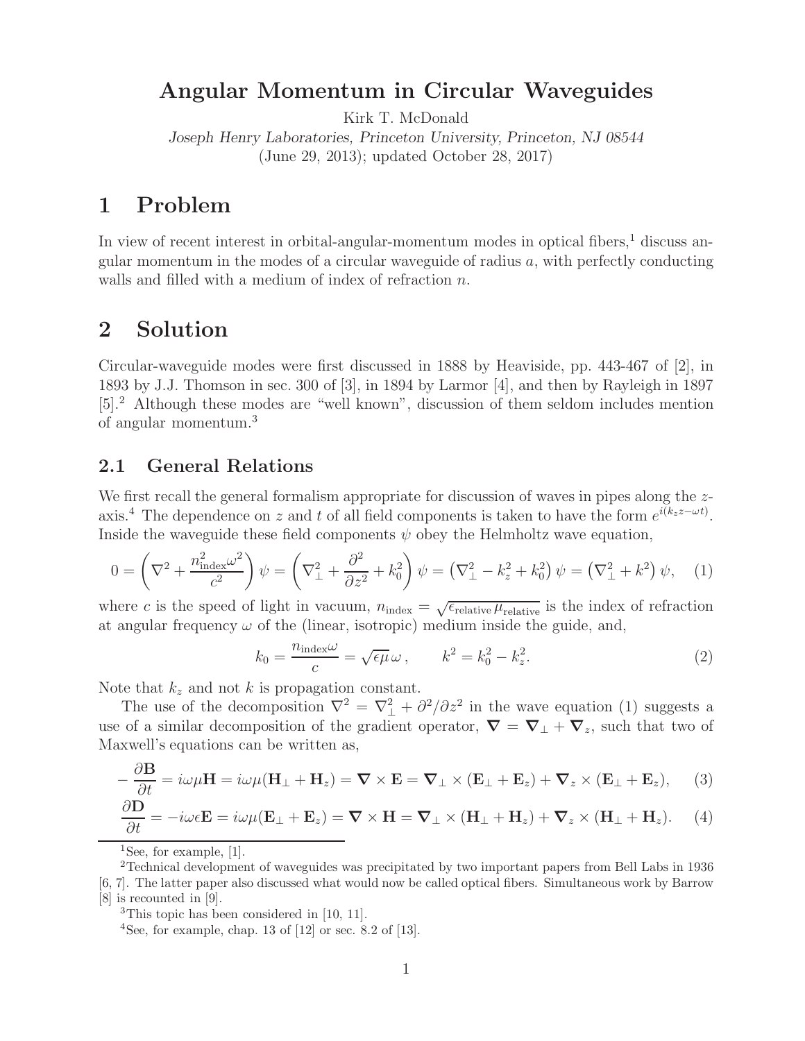# Angular Momentum in Circular Waveguides

Kirk T. McDonald

*Joseph Henry Laboratories, Princeton University, Princeton, NJ 08544*

(June 29, 2013); updated October 28, 2017)

## 1 Problem

In view of recent interest in orbital-angular-momentum modes in optical fibers,[1] discuss angular momentum in the modes of a circular waveguide of radius $a$, with perfectly conducting walls and filled with a medium of index of refraction $n$.

## 2 Solution

Circular-waveguide modes were first discussed in 1888 by Heaviside, pp. 443-467 of [2], in 1893 by J.J. Thomson in sec. 300 of [3], in 1894 by Larmor [4], and then by Rayleigh in 1897 [5].[2] Although these modes are "well known", discussion of them seldom includes mention of angular momentum.[3]

### 2.1 General Relations

We first recall the general formalism appropriate for discussion of waves in pipes along the $z$-axis.[4] The dependence on $z$ and $t$ of all field components is taken to have the form $e^{i(k_z z - \omega t)}$. Inside the waveguide these field components $\psi$ obey the Helmholtz wave equation,

$$0 = \left(\nabla^2 + \frac{n_{\text{index}}^2 \omega^2}{c^2}\right)\psi = \left(\nabla_\perp^2 + \frac{\partial^2}{\partial z^2} + k_0^2\right)\psi = \left(\nabla_\perp^2 - k_z^2 + k_0^2\right)\psi = \left(\nabla_\perp^2 + k^2\right)\psi, \tag{1}$$

where $c$ is the speed of light in vacuum, $n_{\text{index}} = \sqrt{\epsilon_{\text{relative}}\,\mu_{\text{relative}}}$ is the index of refraction at angular frequency $\omega$ of the (linear, isotropic) medium inside the guide, and,

$$k_0 = \frac{n_{\text{index}}\omega}{c} = \sqrt{\epsilon\mu}\,\omega\,, \qquad k^2 = k_0^2 - k_z^2. \tag{2}$$

Note that $k_z$ and not $k$ is propagation constant.

The use of the decomposition $\nabla^2 = \nabla_\perp^2 + \partial^2/\partial z^2$ in the wave equation (1) suggests a use of a similar decomposition of the gradient operator, $\boldsymbol{\nabla} = \boldsymbol{\nabla}_\perp + \boldsymbol{\nabla}_z$, such that two of Maxwell's equations can be written as,

$$-\frac{\partial \mathbf{B}}{\partial t} = i\omega\mu\mathbf{H} = i\omega\mu(\mathbf{H}_\perp + \mathbf{H}_z) = \boldsymbol{\nabla}\times\mathbf{E} = \boldsymbol{\nabla}_\perp \times (\mathbf{E}_\perp + \mathbf{E}_z) + \boldsymbol{\nabla}_z \times (\mathbf{E}_\perp + \mathbf{E}_z), \tag{3}$$

$$\frac{\partial \mathbf{D}}{\partial t} = -i\omega\epsilon\mathbf{E} = i\omega\mu(\mathbf{E}_\perp + \mathbf{E}_z) = \boldsymbol{\nabla}\times\mathbf{H} = \boldsymbol{\nabla}_\perp \times (\mathbf{H}_\perp + \mathbf{H}_z) + \boldsymbol{\nabla}_z \times (\mathbf{H}_\perp + \mathbf{H}_z). \tag{4}$$

---

[1] See, for example, [1].

[2] Technical development of waveguides was precipitated by two important papers from Bell Labs in 1936 [6, 7]. The latter paper also discussed what would now be called optical fibers. Simultaneous work by Barrow [8] is recounted in [9].

[3] This topic has been considered in [10, 11].

[4] See, for example, chap. 13 of [12] or sec. 8.2 of [13].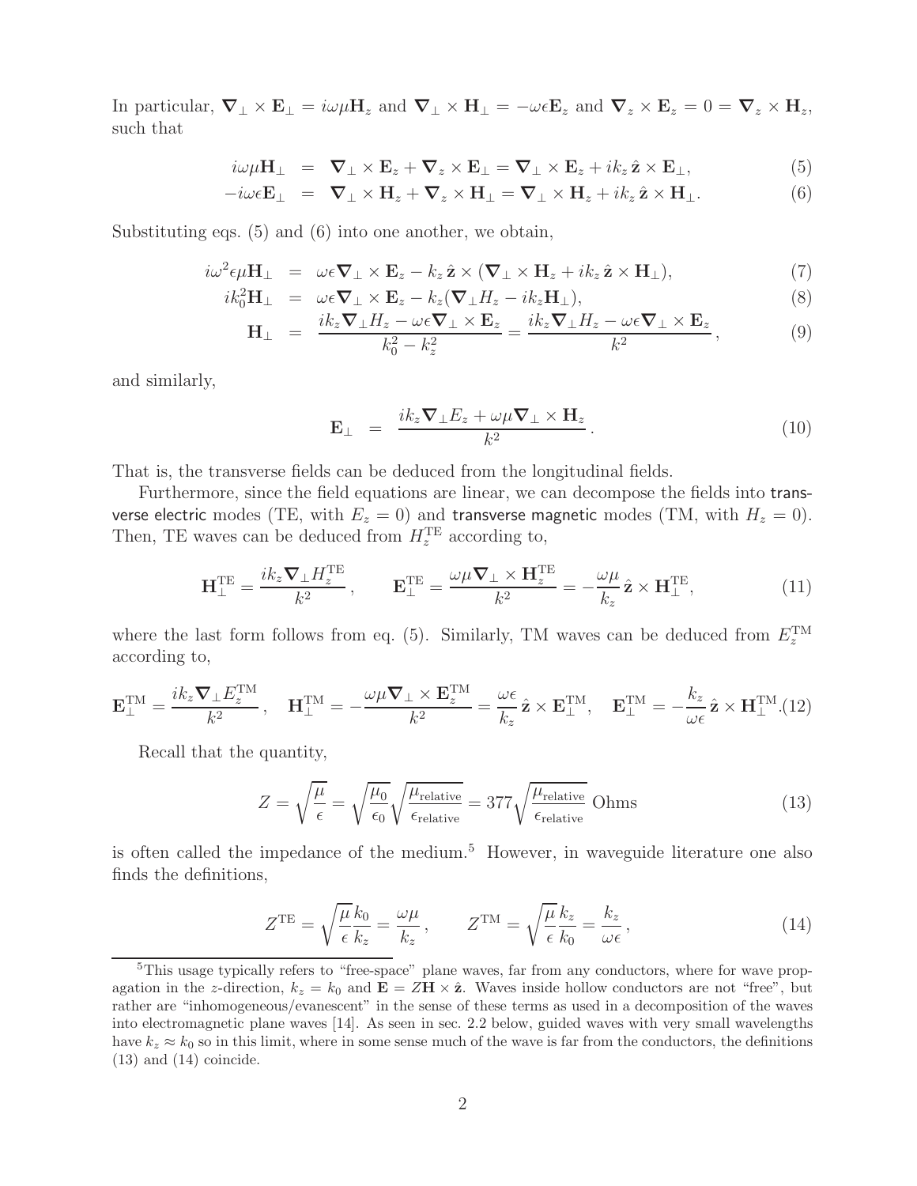In particular, $\boldsymbol{\nabla}_\perp \times \mathbf{E}_\perp = i\omega\mu \mathbf{H}_z$ and $\boldsymbol{\nabla}_\perp \times \mathbf{H}_\perp = -\omega\epsilon \mathbf{E}_z$ and $\boldsymbol{\nabla}_z \times \mathbf{E}_z = 0 = \boldsymbol{\nabla}_z \times \mathbf{H}_z$, such that

$$
\begin{aligned}
i\omega\mu \mathbf{H}_\perp &= \boldsymbol{\nabla}_\perp \times \mathbf{E}_z + \boldsymbol{\nabla}_z \times \mathbf{E}_\perp = \boldsymbol{\nabla}_\perp \times \mathbf{E}_z + ik_z\,\hat{\mathbf{z}} \times \mathbf{E}_\perp, &(5)\\
-i\omega\epsilon \mathbf{E}_\perp &= \boldsymbol{\nabla}_\perp \times \mathbf{H}_z + \boldsymbol{\nabla}_z \times \mathbf{H}_\perp = \boldsymbol{\nabla}_\perp \times \mathbf{H}_z + ik_z\,\hat{\mathbf{z}} \times \mathbf{H}_\perp. &(6)
\end{aligned}
$$

Substituting eqs. (5) and (6) into one another, we obtain,

$$
\begin{aligned}
i\omega^2\epsilon\mu \mathbf{H}_\perp &= \omega\epsilon \boldsymbol{\nabla}_\perp \times \mathbf{E}_z - k_z\,\hat{\mathbf{z}} \times (\boldsymbol{\nabla}_\perp \times \mathbf{H}_z + ik_z\,\hat{\mathbf{z}} \times \mathbf{H}_\perp), &(7)\\
ik_0^2 \mathbf{H}_\perp &= \omega\epsilon \boldsymbol{\nabla}_\perp \times \mathbf{E}_z - k_z(\boldsymbol{\nabla}_\perp H_z - ik_z \mathbf{H}_\perp), &(8)\\
\mathbf{H}_\perp &= \frac{ik_z \boldsymbol{\nabla}_\perp H_z - \omega\epsilon \boldsymbol{\nabla}_\perp \times \mathbf{E}_z}{k_0^2 - k_z^2} = \frac{ik_z \boldsymbol{\nabla}_\perp H_z - \omega\epsilon \boldsymbol{\nabla}_\perp \times \mathbf{E}_z}{k^2}, &(9)
\end{aligned}
$$

and similarly,

$$
\mathbf{E}_\perp = \frac{ik_z \boldsymbol{\nabla}_\perp E_z + \omega\mu \boldsymbol{\nabla}_\perp \times \mathbf{H}_z}{k^2}. \tag{10}
$$

That is, the transverse fields can be deduced from the longitudinal fields.

Furthermore, since the field equations are linear, we can decompose the fields into transverse electric modes (TE, with $E_z = 0$) and transverse magnetic modes (TM, with $H_z = 0$). Then, TE waves can be deduced from $H_z^{\rm TE}$ according to,

$$
\mathbf{H}_\perp^{\rm TE} = \frac{ik_z \boldsymbol{\nabla}_\perp H_z^{\rm TE}}{k^2}, \qquad \mathbf{E}_\perp^{\rm TE} = \frac{\omega\mu \boldsymbol{\nabla}_\perp \times \mathbf{H}_z^{\rm TE}}{k^2} = -\frac{\omega\mu}{k_z}\,\hat{\mathbf{z}} \times \mathbf{H}_\perp^{\rm TE}, \tag{11}
$$

where the last form follows from eq. (5). Similarly, TM waves can be deduced from $E_z^{\rm TM}$ according to,

$$
\mathbf{E}_\perp^{\rm TM} = \frac{ik_z \boldsymbol{\nabla}_\perp E_z^{\rm TM}}{k^2}, \quad \mathbf{H}_\perp^{\rm TM} = -\frac{\omega\epsilon \boldsymbol{\nabla}_\perp \times \mathbf{E}_z^{\rm TM}}{k^2} = \frac{\omega\epsilon}{k_z}\,\hat{\mathbf{z}} \times \mathbf{E}_\perp^{\rm TM}, \quad \mathbf{E}_\perp^{\rm TM} = -\frac{k_z}{\omega\epsilon}\,\hat{\mathbf{z}} \times \mathbf{H}_\perp^{\rm TM}. \tag{12}
$$

Recall that the quantity,

$$
Z = \sqrt{\frac{\mu}{\epsilon}} = \sqrt{\frac{\mu_0}{\epsilon_0}}\sqrt{\frac{\mu_{\rm relative}}{\epsilon_{\rm relative}}} = 377\sqrt{\frac{\mu_{\rm relative}}{\epsilon_{\rm relative}}}\ \text{Ohms} \tag{13}
$$

is often called the impedance of the medium.[5] However, in waveguide literature one also finds the definitions,

$$
Z^{\rm TE} = \sqrt{\frac{\mu}{\epsilon}}\frac{k_0}{k_z} = \frac{\omega\mu}{k_z}, \qquad Z^{\rm TM} = \sqrt{\frac{\mu}{\epsilon}}\frac{k_z}{k_0} = \frac{k_z}{\omega\epsilon}, \tag{14}
$$

---

[5] This usage typically refers to "free-space" plane waves, far from any conductors, where for wave propagation in the $z$-direction, $k_z = k_0$ and $\mathbf{E} = Z\mathbf{H} \times \hat{\mathbf{z}}$. Waves inside hollow conductors are not "free", but rather are "inhomogeneous/evanescent" in the sense of these terms as used in a decomposition of the waves into electromagnetic plane waves [14]. As seen in sec. 2.2 below, guided waves with very small wavelengths have $k_z \approx k_0$ so in this limit, where in some sense much of the wave is far from the conductors, the definitions (13) and (14) coincide.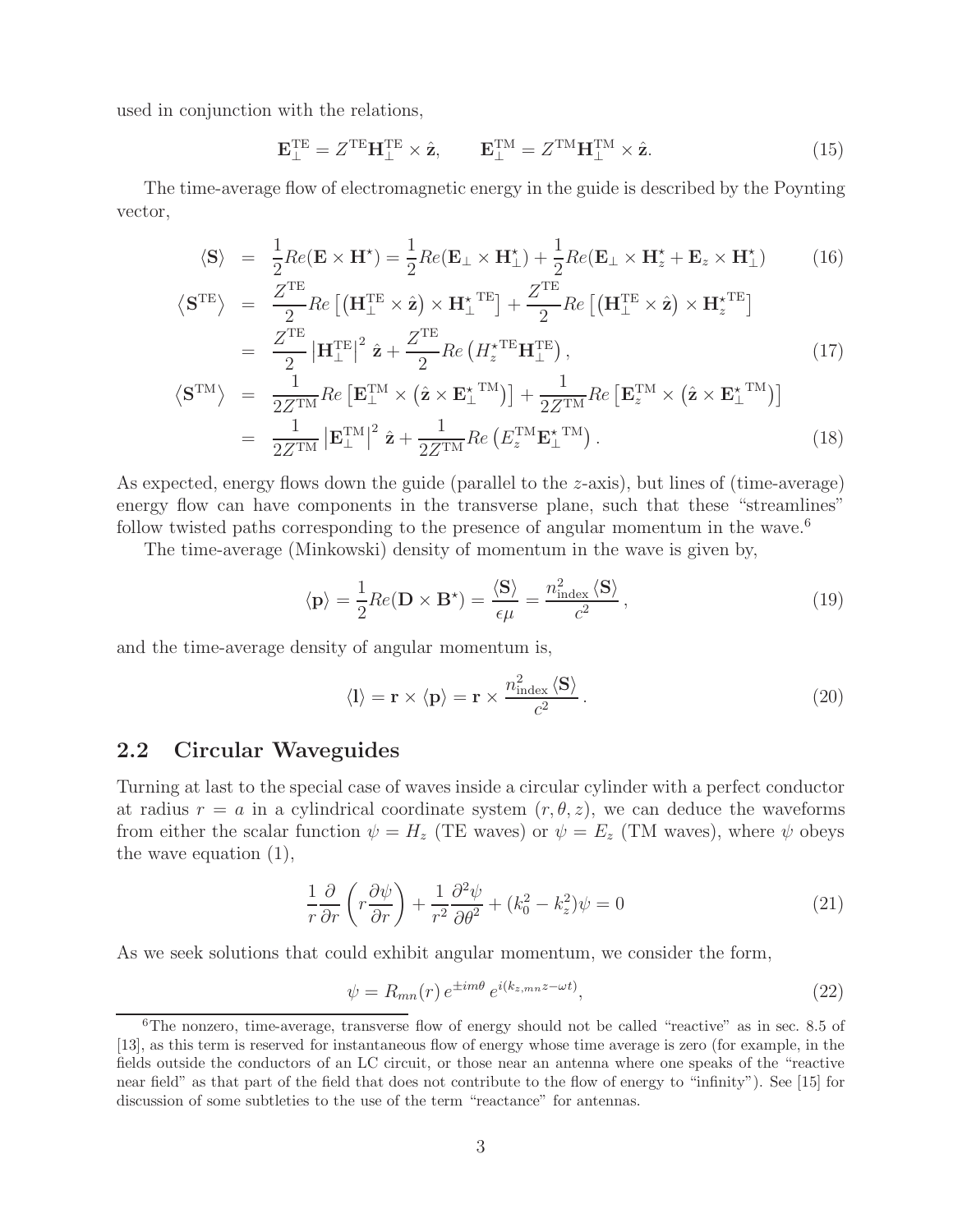used in conjunction with the relations,

$$\mathbf{E}_\perp^{\rm TE} = Z^{\rm TE}\mathbf{H}_\perp^{\rm TE} \times \hat{\mathbf{z}}, \qquad \mathbf{E}_\perp^{\rm TM} = Z^{\rm TM}\mathbf{H}_\perp^{\rm TM} \times \hat{\mathbf{z}}. \tag{15}$$

The time-average flow of electromagnetic energy in the guide is described by the Poynting vector,

$$\langle \mathbf{S} \rangle = \frac{1}{2} Re(\mathbf{E} \times \mathbf{H}^\star) = \frac{1}{2} Re(\mathbf{E}_\perp \times \mathbf{H}_\perp^\star) + \frac{1}{2} Re(\mathbf{E}_\perp \times \mathbf{H}_z^\star + \mathbf{E}_z \times \mathbf{H}_\perp^\star) \tag{16}$$

$$\begin{aligned}
\left\langle \mathbf{S}^{\rm TE} \right\rangle &= \frac{Z^{\rm TE}}{2} Re\left[\left(\mathbf{H}_\perp^{\rm TE} \times \hat{\mathbf{z}}\right) \times \mathbf{H}_\perp^{\star\,\rm TE}\right] + \frac{Z^{\rm TE}}{2} Re\left[\left(\mathbf{H}_\perp^{\rm TE} \times \hat{\mathbf{z}}\right) \times \mathbf{H}_z^{\star\rm TE}\right] \\
&= \frac{Z^{\rm TE}}{2} \left|\mathbf{H}_\perp^{\rm TE}\right|^2 \hat{\mathbf{z}} + \frac{Z^{\rm TE}}{2} Re\left(H_z^{\star\rm TE} \mathbf{H}_\perp^{\rm TE}\right),
\end{aligned} \tag{17}$$

$$\begin{aligned}
\left\langle \mathbf{S}^{\rm TM} \right\rangle &= \frac{1}{2Z^{\rm TM}} Re\left[\mathbf{E}_\perp^{\rm TM} \times \left(\hat{\mathbf{z}} \times \mathbf{E}_\perp^{\star\,\rm TM}\right)\right] + \frac{1}{2Z^{\rm TM}} Re\left[\mathbf{E}_z^{\rm TM} \times \left(\hat{\mathbf{z}} \times \mathbf{E}_\perp^{\star\,\rm TM}\right)\right] \\
&= \frac{1}{2Z^{\rm TM}} \left|\mathbf{E}_\perp^{\rm TM}\right|^2 \hat{\mathbf{z}} + \frac{1}{2Z^{\rm TM}} Re\left(E_z^{\rm TM} \mathbf{E}_\perp^{\star\,\rm TM}\right).
\end{aligned} \tag{18}$$

As expected, energy flows down the guide (parallel to the $z$-axis), but lines of (time-average) energy flow can have components in the transverse plane, such that these "streamlines" follow twisted paths corresponding to the presence of angular momentum in the wave.[6]

The time-average (Minkowski) density of momentum in the wave is given by,

$$\langle \mathbf{p} \rangle = \frac{1}{2} Re(\mathbf{D} \times \mathbf{B}^\star) = \frac{\langle \mathbf{S} \rangle}{\epsilon\mu} = \frac{n_{\rm index}^2 \langle \mathbf{S} \rangle}{c^2}, \tag{19}$$

and the time-average density of angular momentum is,

$$\langle \mathbf{l} \rangle = \mathbf{r} \times \langle \mathbf{p} \rangle = \mathbf{r} \times \frac{n_{\rm index}^2 \langle \mathbf{S} \rangle}{c^2}. \tag{20}$$

## 2.2 Circular Waveguides

Turning at last to the special case of waves inside a circular cylinder with a perfect conductor at radius $r = a$ in a cylindrical coordinate system $(r, \theta, z)$, we can deduce the waveforms from either the scalar function $\psi = H_z$ (TE waves) or $\psi = E_z$ (TM waves), where $\psi$ obeys the wave equation (1),

$$\frac{1}{r}\frac{\partial}{\partial r}\left(r\frac{\partial \psi}{\partial r}\right) + \frac{1}{r^2}\frac{\partial^2 \psi}{\partial \theta^2} + (k_0^2 - k_z^2)\psi = 0 \tag{21}$$

As we seek solutions that could exhibit angular momentum, we consider the form,

$$\psi = R_{mn}(r)\, e^{\pm im\theta}\, e^{i(k_{z,mn}z - \omega t)}, \tag{22}$$

[6] The nonzero, time-average, transverse flow of energy should not be called "reactive" as in sec. 8.5 of [13], as this term is reserved for instantaneous flow of energy whose time average is zero (for example, in the fields outside the conductors of an LC circuit, or those near an antenna where one speaks of the "reactive near field" as that part of the field that does not contribute to the flow of energy to "infinity"). See [15] for discussion of some subtleties to the use of the term "reactance" for antennas.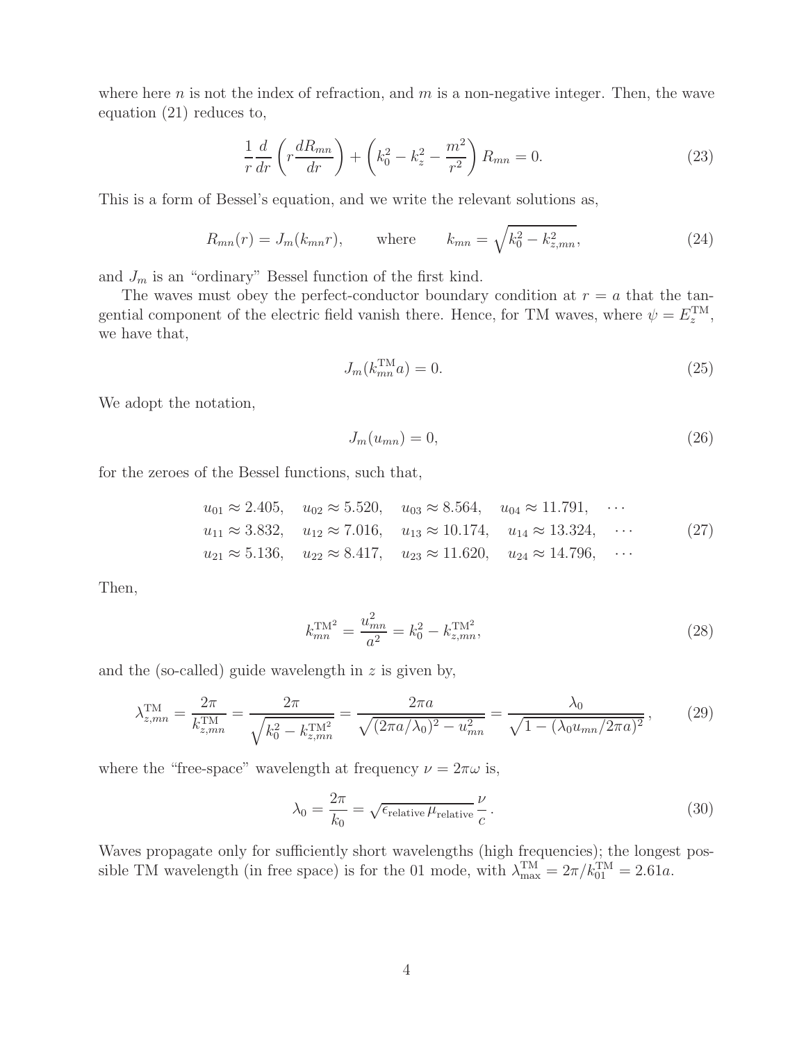where here $n$ is not the index of refraction, and $m$ is a non-negative integer. Then, the wave equation (21) reduces to,

$$\frac{1}{r}\frac{d}{dr}\left(r\frac{dR_{mn}}{dr}\right) + \left(k_0^2 - k_z^2 - \frac{m^2}{r^2}\right) R_{mn} = 0. \tag{23}$$

This is a form of Bessel's equation, and we write the relevant solutions as,

$$R_{mn}(r) = J_m(k_{mn} r), \qquad \text{where} \qquad k_{mn} = \sqrt{k_0^2 - k_{z,mn}^2}, \tag{24}$$

and $J_m$ is an "ordinary" Bessel function of the first kind.

The waves must obey the perfect-conductor boundary condition at $r = a$ that the tangential component of the electric field vanish there. Hence, for TM waves, where $\psi = E_z^{\rm TM}$, we have that,

$$J_m(k_{mn}^{\rm TM} a) = 0. \tag{25}$$

We adopt the notation,

$$J_m(u_{mn}) = 0, \tag{26}$$

for the zeroes of the Bessel functions, such that,

$$\begin{array}{lllll} u_{01} \approx 2.405, & u_{02} \approx 5.520, & u_{03} \approx 8.564, & u_{04} \approx 11.791, & \cdots \\ u_{11} \approx 3.832, & u_{12} \approx 7.016, & u_{13} \approx 10.174, & u_{14} \approx 13.324, & \cdots \\ u_{21} \approx 5.136, & u_{22} \approx 8.417, & u_{23} \approx 11.620, & u_{24} \approx 14.796, & \cdots \end{array} \tag{27}$$

Then,

$$k_{mn}^{\rm TM^2} = \frac{u_{mn}^2}{a^2} = k_0^2 - k_{z,mn}^{\rm TM^2}, \tag{28}$$

and the (so-called) guide wavelength in $z$ is given by,

$$\lambda_{z,mn}^{\rm TM} = \frac{2\pi}{k_{z,mn}^{\rm TM}} = \frac{2\pi}{\sqrt{k_0^2 - k_{z,mn}^{\rm TM^2}}} = \frac{2\pi a}{\sqrt{(2\pi a/\lambda_0)^2 - u_{mn}^2}} = \frac{\lambda_0}{\sqrt{1 - (\lambda_0 u_{mn}/2\pi a)^2}}, \tag{29}$$

where the "free-space" wavelength at frequency $\nu = 2\pi\omega$ is,

$$\lambda_0 = \frac{2\pi}{k_0} = \sqrt{\epsilon_{\rm relative}\,\mu_{\rm relative}}\,\frac{\nu}{c}. \tag{30}$$

Waves propagate only for sufficiently short wavelengths (high frequencies); the longest possible TM wavelength (in free space) is for the 01 mode, with $\lambda_{\max}^{\rm TM} = 2\pi/k_{01}^{\rm TM} = 2.61a$.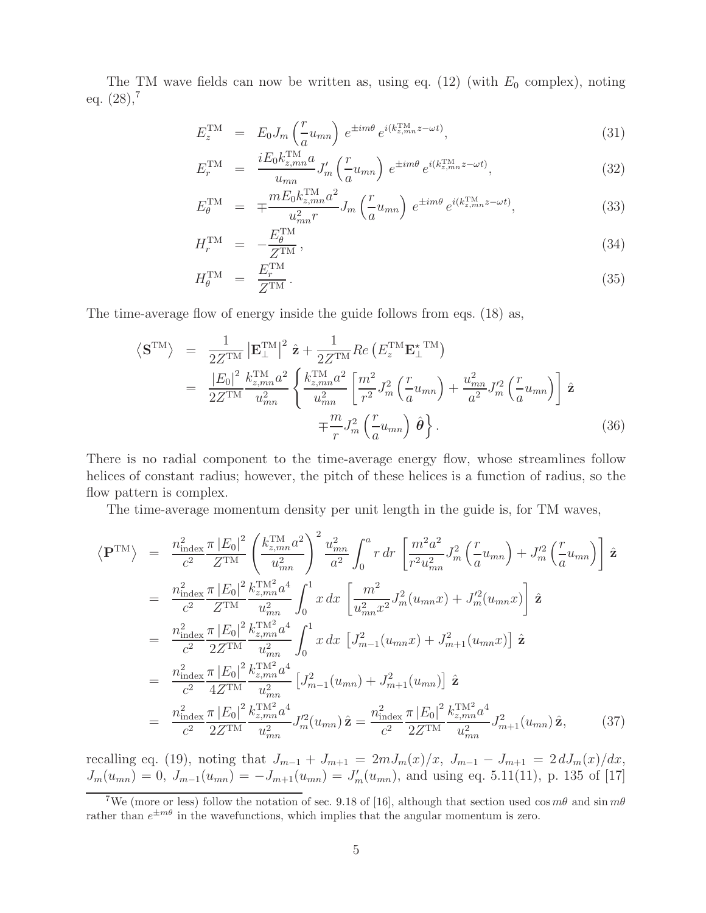The TM wave fields can now be written as, using eq. (12) (with $E_0$ complex), noting eq. (28),[7]

$$
\begin{aligned}
E_z^{\rm TM} &= E_0 J_m\left(\frac{r}{a}u_{mn}\right) e^{\pm im\theta}\, e^{i(k_{z,mn}^{\rm TM}z-\omega t)}, & (31)\\
E_r^{\rm TM} &= \frac{iE_0 k_{z,mn}^{\rm TM} a}{u_{mn}} J_m'\left(\frac{r}{a}u_{mn}\right) e^{\pm im\theta}\, e^{i(k_{z,mn}^{\rm TM}z-\omega t)}, & (32)\\
E_\theta^{\rm TM} &= \mp\frac{mE_0 k_{z,mn}^{\rm TM} a^2}{u_{mn}^2 r} J_m\left(\frac{r}{a}u_{mn}\right) e^{\pm im\theta}\, e^{i(k_{z,mn}^{\rm TM}z-\omega t)}, & (33)\\
H_r^{\rm TM} &= -\frac{E_\theta^{\rm TM}}{Z^{\rm TM}}, & (34)\\
H_\theta^{\rm TM} &= \frac{E_r^{\rm TM}}{Z^{\rm TM}}. & (35)
\end{aligned}
$$

The time-average flow of energy inside the guide follows from eqs. (18) as,

$$
\begin{aligned}
\left\langle \mathbf{S}^{\rm TM}\right\rangle &= \frac{1}{2Z^{\rm TM}}\left|\mathbf{E}_\perp^{\rm TM}\right|^2 \hat{\mathbf{z}} + \frac{1}{2Z^{\rm TM}} Re\left(E_z^{\rm TM}\mathbf{E}_\perp^{\star\,\rm TM}\right) \\
&= \frac{|E_0|^2}{2Z^{\rm TM}}\frac{k_{z,mn}^{\rm TM} a^2}{u_{mn}^2}\left\{\frac{k_{z,mn}^{\rm TM} a^2}{u_{mn}^2}\left[\frac{m^2}{r^2}J_m^2\left(\frac{r}{a}u_{mn}\right) + \frac{u_{mn}^2}{a^2}J_m'^2\left(\frac{r}{a}u_{mn}\right)\right]\hat{\mathbf{z}} \right.\\
&\qquad\qquad \left. \mp\frac{m}{r}J_m^2\left(\frac{r}{a}u_{mn}\right)\hat{\boldsymbol{\theta}}\right\}. \qquad (36)
\end{aligned}
$$

There is no radial component to the time-average energy flow, whose streamlines follow helices of constant radius; however, the pitch of these helices is a function of radius, so the flow pattern is complex.

The time-average momentum density per unit length in the guide is, for TM waves,

$$
\begin{aligned}
\left\langle \mathbf{P}^{\rm TM}\right\rangle &= \frac{n_{\rm index}^2}{c^2}\frac{\pi|E_0|^2}{Z^{\rm TM}}\left(\frac{k_{z,mn}^{\rm TM} a^2}{u_{mn}^2}\right)^2 \frac{u_{mn}^2}{a^2}\int_0^a r\,dr\,\left[\frac{m^2a^2}{r^2u_{mn}^2}J_m^2\left(\frac{r}{a}u_{mn}\right) + J_m'^2\left(\frac{r}{a}u_{mn}\right)\right]\hat{\mathbf{z}} \\
&= \frac{n_{\rm index}^2}{c^2}\frac{\pi|E_0|^2}{Z^{\rm TM}}\frac{k_{z,mn}^{\rm TM^2}a^4}{u_{mn}^2}\int_0^1 x\,dx\,\left[\frac{m^2}{u_{mn}^2x^2}J_m^2(u_{mn}x) + J_m'^2(u_{mn}x)\right]\hat{\mathbf{z}} \\
&= \frac{n_{\rm index}^2}{c^2}\frac{\pi|E_0|^2}{2Z^{\rm TM}}\frac{k_{z,mn}^{\rm TM^2}a^4}{u_{mn}^2}\int_0^1 x\,dx\,\left[J_{m-1}^2(u_{mn}x) + J_{m+1}^2(u_{mn}x)\right]\hat{\mathbf{z}} \\
&= \frac{n_{\rm index}^2}{c^2}\frac{\pi|E_0|^2}{4Z^{\rm TM}}\frac{k_{z,mn}^{\rm TM^2}a^4}{u_{mn}^2}\left[J_{m-1}^2(u_{mn}) + J_{m+1}^2(u_{mn})\right]\hat{\mathbf{z}} \\
&= \frac{n_{\rm index}^2}{c^2}\frac{\pi|E_0|^2}{2Z^{\rm TM}}\frac{k_{z,mn}^{\rm TM^2}a^4}{u_{mn}^2}J_m'^2(u_{mn})\,\hat{\mathbf{z}} = \frac{n_{\rm index}^2}{c^2}\frac{\pi|E_0|^2}{2Z^{\rm TM}}\frac{k_{z,mn}^{\rm TM^2}a^4}{u_{mn}^2}J_{m+1}^2(u_{mn})\,\hat{\mathbf{z}}, \qquad (37)
\end{aligned}
$$

recalling eq. (19), noting that $J_{m-1} + J_{m+1} = 2mJ_m(x)/x$, $J_{m-1} - J_{m+1} = 2\,dJ_m(x)/dx$, $J_m(u_{mn}) = 0$, $J_{m-1}(u_{mn}) = -J_{m+1}(u_{mn}) = J_m'(u_{mn})$, and using eq. 5.11(11), p. 135 of [17]

[7] We (more or less) follow the notation of sec. 9.18 of [16], although that section used $\cos m\theta$ and $\sin m\theta$ rather than $e^{\pm m\theta}$ in the wavefunctions, which implies that the angular momentum is zero.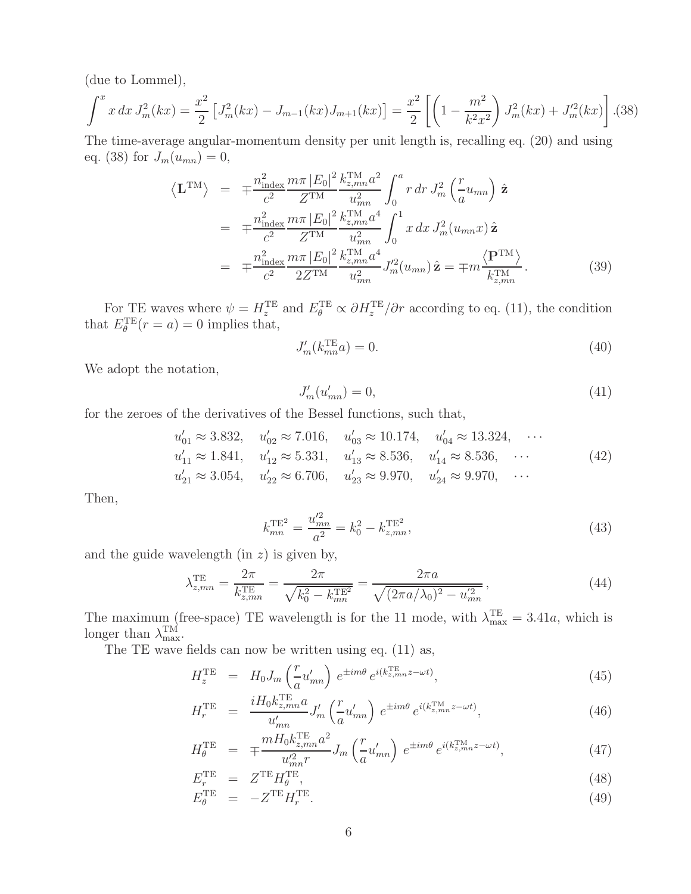(due to Lommel),

$$\int^x x\,dx\,J_m^2(kx) = \frac{x^2}{2}\left[J_m^2(kx) - J_{m-1}(kx)J_{m+1}(kx)\right] = \frac{x^2}{2}\left[\left(1 - \frac{m^2}{k^2x^2}\right)J_m^2(kx) + J_m'^2(kx)\right]. \tag{38}$$

The time-average angular-momentum density per unit length is, recalling eq. (20) and using eq. (38) for $J_m(u_{mn}) = 0$,

$$\begin{aligned}
\left\langle \mathbf{L}^{\rm TM} \right\rangle &= \mp \frac{n_{\rm index}^2}{c^2}\frac{m\pi\,|E_0|^2}{Z^{\rm TM}}\frac{k_{z,mn}^{\rm TM}a^2}{u_{mn}^2}\int_0^a r\,dr\,J_m^2\left(\frac{r}{a}u_{mn}\right)\hat{\mathbf{z}} \\
&= \mp \frac{n_{\rm index}^2}{c^2}\frac{m\pi\,|E_0|^2}{Z^{\rm TM}}\frac{k_{z,mn}^{\rm TM}a^4}{u_{mn}^2}\int_0^1 x\,dx\,J_m^2(u_{mn}x)\,\hat{\mathbf{z}} \\
&= \mp \frac{n_{\rm index}^2}{c^2}\frac{m\pi\,|E_0|^2}{2Z^{\rm TM}}\frac{k_{z,mn}^{\rm TM}a^4}{u_{mn}^2}J_m'^2(u_{mn})\,\hat{\mathbf{z}} = \mp m\frac{\left\langle \mathbf{P}^{\rm TM}\right\rangle}{k_{z,mn}^{\rm TM}}.
\end{aligned} \tag{39}$$

For TE waves where $\psi = H_z^{\rm TE}$ and $E_\theta^{\rm TE} \propto \partial H_z^{\rm TE}/\partial r$ according to eq. (11), the condition that $E_\theta^{\rm TE}(r = a) = 0$ implies that,

$$J_m'(k_{mn}^{\rm TE}a) = 0. \tag{40}$$

We adopt the notation,

$$J_m'(u_{mn}') = 0, \tag{41}$$

for the zeroes of the derivatives of the Bessel functions, such that,

$$\begin{aligned}
&u_{01}' \approx 3.832, \quad u_{02}' \approx 7.016, \quad u_{03}' \approx 10.174, \quad u_{04}' \approx 13.324, \quad \cdots \\
&u_{11}' \approx 1.841, \quad u_{12}' \approx 5.331, \quad u_{13}' \approx 8.536, \quad u_{14}' \approx 8.536, \quad \cdots \\
&u_{21}' \approx 3.054, \quad u_{22}' \approx 6.706, \quad u_{23}' \approx 9.970, \quad u_{24}' \approx 9.970, \quad \cdots
\end{aligned} \tag{42}$$

Then,

$$k_{mn}^{\rm TE^2} = \frac{u_{mn}'^2}{a^2} = k_0^2 - k_{z,mn}^{\rm TE^2}, \tag{43}$$

and the guide wavelength (in $z$) is given by,

$$\lambda_{z,mn}^{\rm TE} = \frac{2\pi}{k_{z,mn}^{\rm TE}} = \frac{2\pi}{\sqrt{k_0^2 - k_{mn}^{\rm TE^2}}} = \frac{2\pi a}{\sqrt{(2\pi a/\lambda_0)^2 - u_{mn}'^2}}, \tag{44}$$

The maximum (free-space) TE wavelength is for the 11 mode, with $\lambda_{\rm max}^{\rm TE} = 3.41a$, which is longer than $\lambda_{\rm max}^{\rm TM}$.

The TE wave fields can now be written using eq. (11) as,

$$\begin{aligned}
H_z^{\rm TE} &= H_0 J_m\left(\frac{r}{a}u_{mn}'\right)e^{\pm im\theta}\,e^{i(k_{z,mn}^{\rm TE}z-\omega t)}, &(45)\\
H_r^{\rm TE} &= \frac{iH_0k_{z,mn}^{\rm TE}a}{u_{mn}'}J_m'\left(\frac{r}{a}u_{mn}'\right)e^{\pm im\theta}\,e^{i(k_{z,mn}^{\rm TM}z-\omega t)}, &(46)\\
H_\theta^{\rm TE} &= \mp\frac{mH_0k_{z,mn}^{\rm TE}a^2}{u_{mn}'^2 r}J_m\left(\frac{r}{a}u_{mn}'\right)e^{\pm im\theta}\,e^{i(k_{z,mn}^{\rm TM}z-\omega t)}, &(47)\\
E_r^{\rm TE} &= Z^{\rm TE}H_\theta^{\rm TE}, &(48)\\
E_\theta^{\rm TE} &= -Z^{\rm TE}H_r^{\rm TE}. &(49)
\end{aligned}$$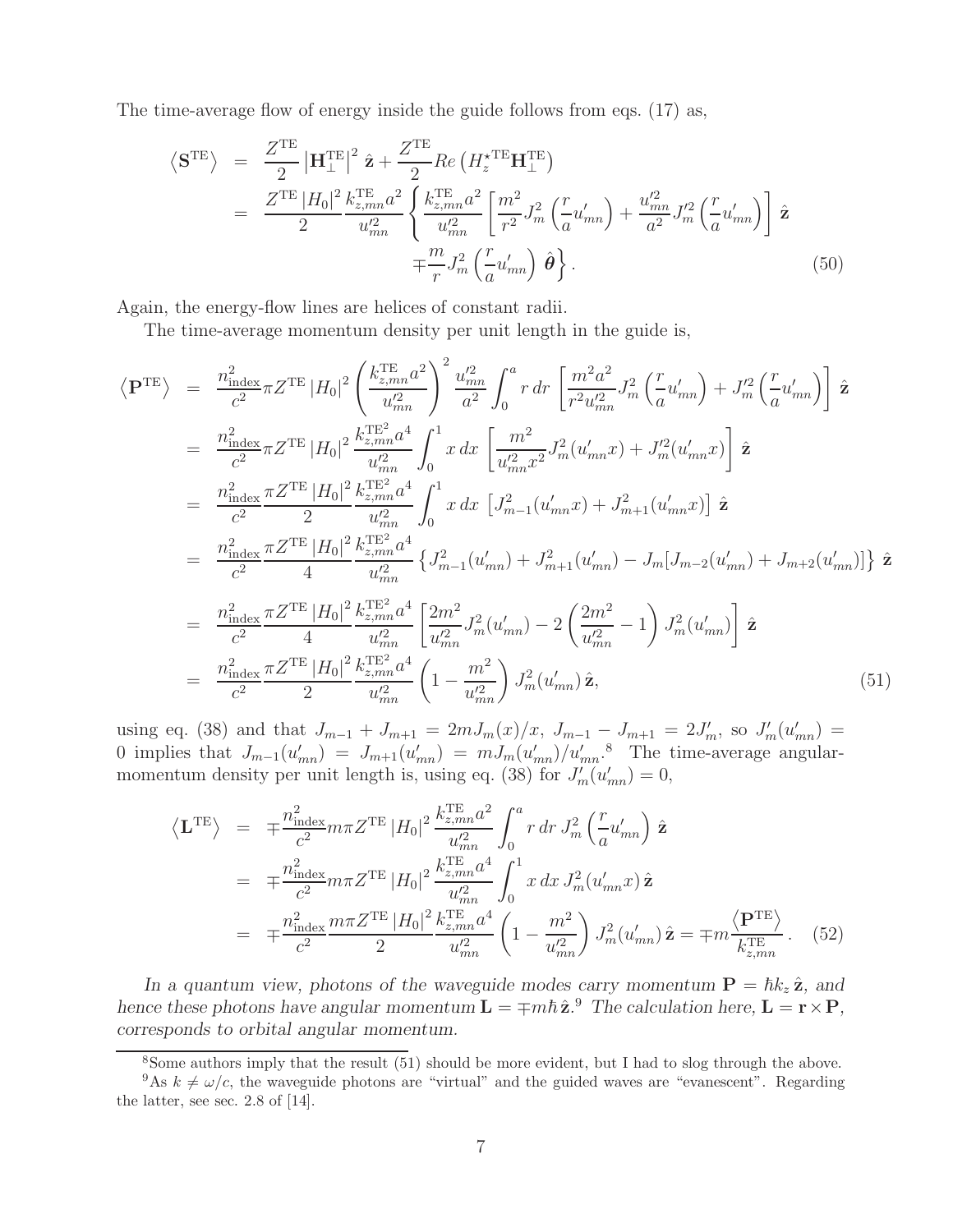The time-average flow of energy inside the guide follows from eqs. (17) as,

$$
\begin{aligned}
\left\langle \mathbf{S}^{\rm TE} \right\rangle &= \frac{Z^{\rm TE}}{2} \left| \mathbf{H}_{\perp}^{\rm TE} \right|^2 \hat{\mathbf{z}} + \frac{Z^{\rm TE}}{2} Re\left( H_z^{\star {\rm TE}} \mathbf{H}_{\perp}^{\rm TE} \right) \\
&= \frac{Z^{\rm TE} \left| H_0 \right|^2}{2} \frac{k_{z,mn}^{\rm TE} a^2}{u_{mn}'^2} \left\{ \frac{k_{z,mn}^{\rm TE} a^2}{u_{mn}'^2} \left[ \frac{m^2}{r^2} J_m^2 \left( \frac{r}{a} u'_{mn} \right) + \frac{u_{mn}'^2}{a^2} J_m'^2 \left( \frac{r}{a} u'_{mn} \right) \right] \hat{\mathbf{z}} \right. \\
&\qquad \left. \mp \frac{m}{r} J_m^2 \left( \frac{r}{a} u'_{mn} \right) \hat{\boldsymbol{\theta}} \right\}. \qquad (50)
\end{aligned}
$$

Again, the energy-flow lines are helices of constant radii.

The time-average momentum density per unit length in the guide is,

$$
\begin{aligned}
\left\langle \mathbf{P}^{\rm TE} \right\rangle &= \frac{n_{\rm index}^2}{c^2} \pi Z^{\rm TE} \left| H_0 \right|^2 \left( \frac{k_{z,mn}^{\rm TE} a^2}{u_{mn}'^2} \right)^2 \frac{u_{mn}'^2}{a^2} \int_0^a r\, dr \left[ \frac{m^2 a^2}{r^2 u_{mn}'^2} J_m^2 \left( \frac{r}{a} u'_{mn} \right) + J_m'^2 \left( \frac{r}{a} u'_{mn} \right) \right] \hat{\mathbf{z}} \\
&= \frac{n_{\rm index}^2}{c^2} \pi Z^{\rm TE} \left| H_0 \right|^2 \frac{k_{z,mn}^{\rm TE^2} a^4}{u_{mn}'^2} \int_0^1 x\, dx \left[ \frac{m^2}{u_{mn}'^2 x^2} J_m^2(u'_{mn} x) + J_m'^2(u'_{mn} x) \right] \hat{\mathbf{z}} \\
&= \frac{n_{\rm index}^2}{c^2} \frac{\pi Z^{\rm TE} \left| H_0 \right|^2}{2} \frac{k_{z,mn}^{\rm TE^2} a^4}{u_{mn}'^2} \int_0^1 x\, dx \left[ J_{m-1}^2(u'_{mn} x) + J_{m+1}^2(u'_{mn} x) \right] \hat{\mathbf{z}} \\
&= \frac{n_{\rm index}^2}{c^2} \frac{\pi Z^{\rm TE} \left| H_0 \right|^2}{4} \frac{k_{z,mn}^{\rm TE^2} a^4}{u_{mn}'^2} \left\{ J_{m-1}^2(u'_{mn}) + J_{m+1}^2(u'_{mn}) - J_m [J_{m-2}(u'_{mn}) + J_{m+2}(u'_{mn})] \right\} \hat{\mathbf{z}} \\
&= \frac{n_{\rm index}^2}{c^2} \frac{\pi Z^{\rm TE} \left| H_0 \right|^2}{4} \frac{k_{z,mn}^{\rm TE^2} a^4}{u_{mn}'^2} \left[ \frac{2m^2}{u_{mn}'^2} J_m^2(u'_{mn}) - 2 \left( \frac{2m^2}{u_{mn}'^2} - 1 \right) J_m^2(u'_{mn}) \right] \hat{\mathbf{z}} \\
&= \frac{n_{\rm index}^2}{c^2} \frac{\pi Z^{\rm TE} \left| H_0 \right|^2}{2} \frac{k_{z,mn}^{\rm TE^2} a^4}{u_{mn}'^2} \left( 1 - \frac{m^2}{u_{mn}'^2} \right) J_m^2(u'_{mn})\, \hat{\mathbf{z}}, \qquad (51)
\end{aligned}
$$

using eq. (38) and that $J_{m-1} + J_{m+1} = 2m J_m(x)/x$, $J_{m-1} - J_{m+1} = 2J'_m$, so $J'_m(u'_{mn}) = 0$ implies that $J_{m-1}(u'_{mn}) = J_{m+1}(u'_{mn}) = m J_m(u'_{mn})/u'_{mn}$.[8] The time-average angular-momentum density per unit length is, using eq. (38) for $J'_m(u'_{mn}) = 0$,

$$
\begin{aligned}
\left\langle \mathbf{L}^{\rm TE} \right\rangle &= \mp \frac{n_{\rm index}^2}{c^2} m \pi Z^{\rm TE} \left| H_0 \right|^2 \frac{k_{z,mn}^{\rm TE} a^2}{u_{mn}'^2} \int_0^a r\, dr\, J_m^2 \left( \frac{r}{a} u'_{mn} \right) \hat{\mathbf{z}} \\
&= \mp \frac{n_{\rm index}^2}{c^2} m \pi Z^{\rm TE} \left| H_0 \right|^2 \frac{k_{z,mn}^{\rm TE} a^4}{u_{mn}'^2} \int_0^1 x\, dx\, J_m^2(u'_{mn} x)\, \hat{\mathbf{z}} \\
&= \mp \frac{n_{\rm index}^2}{c^2} \frac{m \pi Z^{\rm TE} \left| H_0 \right|^2}{2} \frac{k_{z,mn}^{\rm TE} a^4}{u_{mn}'^2} \left( 1 - \frac{m^2}{u_{mn}'^2} \right) J_m^2(u'_{mn})\, \hat{\mathbf{z}} = \mp m \frac{\left\langle \mathbf{P}^{\rm TE} \right\rangle}{k_{z,mn}^{\rm TE}}. \qquad (52)
\end{aligned}
$$

*In a quantum view, photons of the waveguide modes carry momentum $\mathbf{P} = \hbar k_z\, \hat{\mathbf{z}}$, and hence these photons have angular momentum $\mathbf{L} = \mp m\hbar\, \hat{\mathbf{z}}$.[9] The calculation here, $\mathbf{L} = \mathbf{r} \times \mathbf{P}$, corresponds to orbital angular momentum.*

---

[8] Some authors imply that the result (51) should be more evident, but I had to slog through the above.

[9] As $k \neq \omega/c$, the waveguide photons are "virtual" and the guided waves are "evanescent". Regarding the latter, see sec. 2.8 of [14].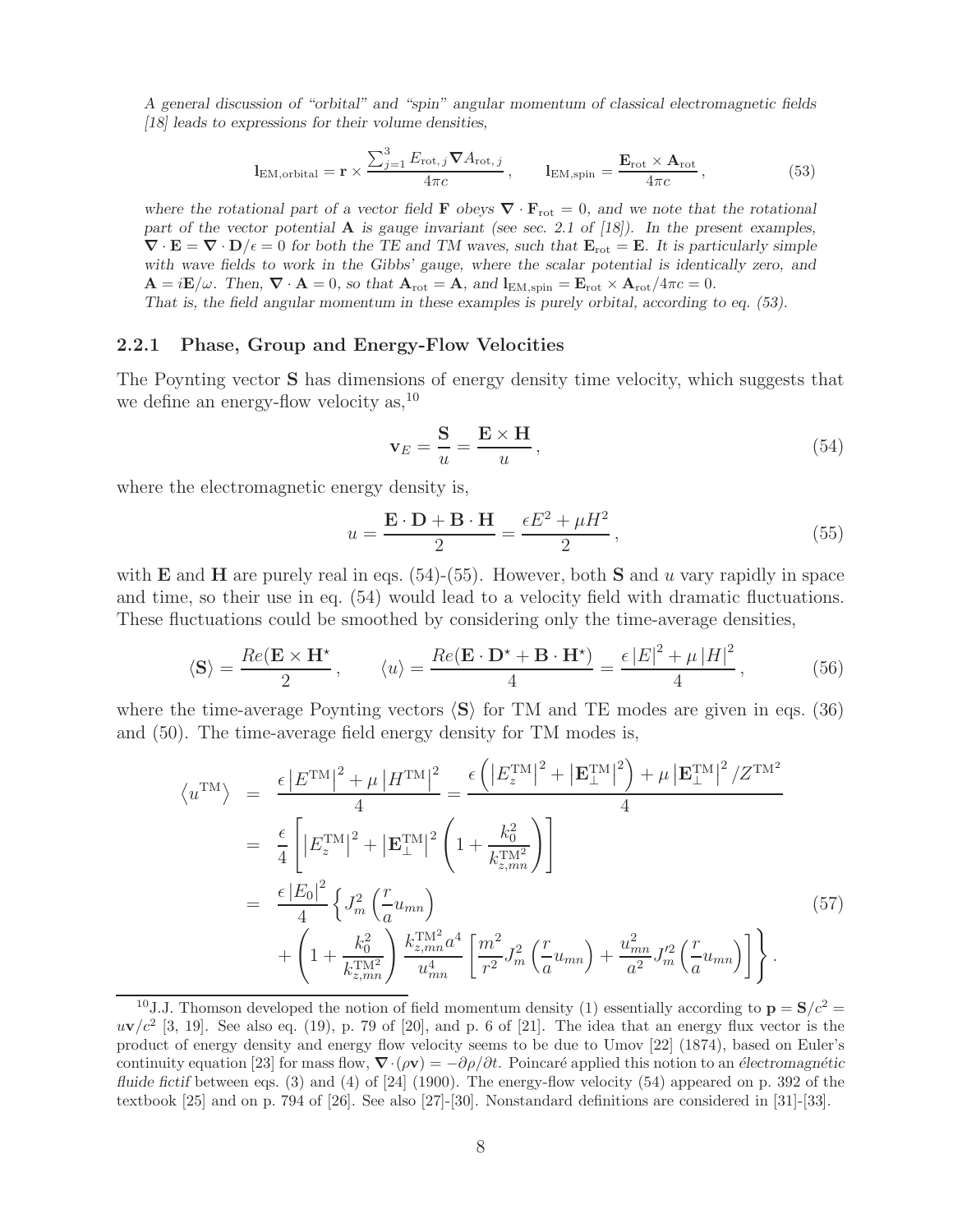*A general discussion of "orbital" and "spin" angular momentum of classical electromagnetic fields [18] leads to expressions for their volume densities,*

$$\mathbf{l}_{\rm EM,orbital} = \mathbf{r} \times \frac{\sum_{j=1}^{3} E_{{\rm rot},j} \boldsymbol{\nabla} A_{{\rm rot},j}}{4\pi c}, \qquad \mathbf{l}_{\rm EM,spin} = \frac{\mathbf{E}_{\rm rot} \times \mathbf{A}_{\rm rot}}{4\pi c}, \tag{53}$$

*where the rotational part of a vector field* $\mathbf{F}$ *obeys* $\boldsymbol{\nabla} \cdot \mathbf{F}_{\rm rot} = 0$*, and we note that the rotational part of the vector potential* $\mathbf{A}$ *is gauge invariant (see sec. 2.1 of [18]). In the present examples,* $\boldsymbol{\nabla} \cdot \mathbf{E} = \boldsymbol{\nabla} \cdot \mathbf{D}/\epsilon = 0$ *for both the TE and TM waves, such that* $\mathbf{E}_{\rm rot} = \mathbf{E}$*. It is particularly simple with wave fields to work in the Gibbs' gauge, where the scalar potential is identically zero, and* $\mathbf{A} = i\mathbf{E}/\omega$*. Then,* $\boldsymbol{\nabla} \cdot \mathbf{A} = 0$*, so that* $\mathbf{A}_{\rm rot} = \mathbf{A}$*, and* $\mathbf{l}_{\rm EM,spin} = \mathbf{E}_{\rm rot} \times \mathbf{A}_{\rm rot}/4\pi c = 0$*.*
*That is, the field angular momentum in these examples is purely orbital, according to eq. (53).*

### 2.2.1 Phase, Group and Energy-Flow Velocities

The Poynting vector $\mathbf{S}$ has dimensions of energy density time velocity, which suggests that we define an energy-flow velocity as,[10]

$$\mathbf{v}_E = \frac{\mathbf{S}}{u} = \frac{\mathbf{E} \times \mathbf{H}}{u}, \tag{54}$$

where the electromagnetic energy density is,

$$u = \frac{\mathbf{E} \cdot \mathbf{D} + \mathbf{B} \cdot \mathbf{H}}{2} = \frac{\epsilon E^2 + \mu H^2}{2}, \tag{55}$$

with $\mathbf{E}$ and $\mathbf{H}$ are purely real in eqs. (54)-(55). However, both $\mathbf{S}$ and $u$ vary rapidly in space and time, so their use in eq. (54) would lead to a velocity field with dramatic fluctuations. These fluctuations could be smoothed by considering only the time-average densities,

$$\langle \mathbf{S} \rangle = \frac{Re(\mathbf{E} \times \mathbf{H}^\star)}{2}, \qquad \langle u \rangle = \frac{Re(\mathbf{E} \cdot \mathbf{D}^\star + \mathbf{B} \cdot \mathbf{H}^\star)}{4} = \frac{\epsilon \left|E\right|^2 + \mu \left|H\right|^2}{4}, \tag{56}$$

where the time-average Poynting vectors $\langle \mathbf{S} \rangle$ for TM and TE modes are given in eqs. (36) and (50). The time-average field energy density for TM modes is,

$$\begin{aligned}
\left\langle u^{\rm TM} \right\rangle &= \frac{\epsilon \left|E^{\rm TM}\right|^2 + \mu \left|H^{\rm TM}\right|^2}{4} = \frac{\epsilon \left( \left|E_z^{\rm TM}\right|^2 + \left|\mathbf{E}_\perp^{\rm TM}\right|^2 \right) + \mu \left|\mathbf{E}_\perp^{\rm TM}\right|^2 / Z^{\rm TM^2}}{4} \\
&= \frac{\epsilon}{4} \left[ \left|E_z^{\rm TM}\right|^2 + \left|\mathbf{E}_\perp^{\rm TM}\right|^2 \left( 1 + \frac{k_0^2}{k_{z,mn}^{\rm TM^2}} \right) \right] \\
&= \frac{\epsilon \left|E_0\right|^2}{4} \left\{ J_m^2 \left( \frac{r}{a} u_{mn} \right) \right. \\
&\quad \left. + \left( 1 + \frac{k_0^2}{k_{z,mn}^{\rm TM^2}} \right) \frac{k_{z,mn}^{\rm TM^2} a^4}{u_{mn}^4} \left[ \frac{m^2}{r^2} J_m^2 \left( \frac{r}{a} u_{mn} \right) + \frac{u_{mn}^2}{a^2} J_m'^2 \left( \frac{r}{a} u_{mn} \right) \right] \right\}.
\end{aligned} \tag{57}$$

---

[10] J.J. Thomson developed the notion of field momentum density (1) essentially according to $\mathbf{p} = \mathbf{S}/c^2 = u\mathbf{v}/c^2$ [3, 19]. See also eq. (19), p. 79 of [20], and p. 6 of [21]. The idea that an energy flux vector is the product of energy density and energy flow velocity seems to be due to Umov [22] (1874), based on Euler's continuity equation [23] for mass flow, $\boldsymbol{\nabla} \cdot (\rho \mathbf{v}) = -\partial \rho / \partial t$. Poincaré applied this notion to an *électromagnétic fluide fictif* between eqs. (3) and (4) of [24] (1900). The energy-flow velocity (54) appeared on p. 392 of the textbook [25] and on p. 794 of [26]. See also [27]-[30]. Nonstandard definitions are considered in [31]-[33].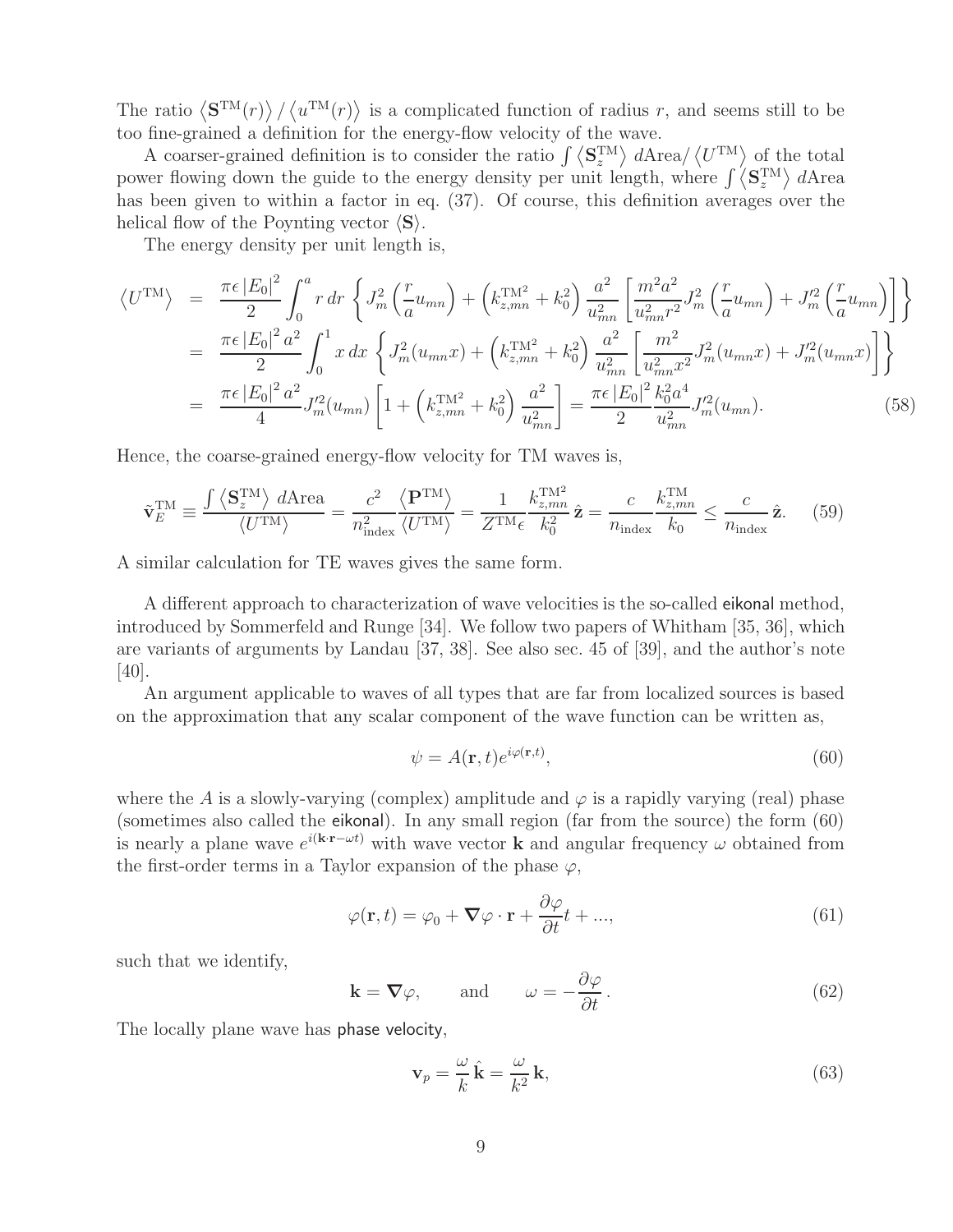The ratio $\langle \mathbf{S}^{\rm TM}(r)\rangle / \langle u^{\rm TM}(r)\rangle$ is a complicated function of radius $r$, and seems still to be too fine-grained a definition for the energy-flow velocity of the wave.

A coarser-grained definition is to consider the ratio $\int \langle \mathbf{S}_z^{\rm TM}\rangle \, d{\rm Area} / \langle U^{\rm TM}\rangle$ of the total power flowing down the guide to the energy density per unit length, where $\int \langle \mathbf{S}_z^{\rm TM}\rangle \, d{\rm Area}$ has been given to within a factor in eq. (37). Of course, this definition averages over the helical flow of the Poynting vector $\langle \mathbf{S}\rangle$.

The energy density per unit length is,

$$
\begin{aligned}
\langle U^{\rm TM}\rangle &= \frac{\pi\epsilon \left|E_0\right|^2}{2} \int_0^a r\,dr \left\{ J_m^2\left(\frac{r}{a}u_{mn}\right) + \left(k_{z,mn}^{\rm TM^2} + k_0^2\right) \frac{a^2}{u_{mn}^2} \left[ \frac{m^2 a^2}{u_{mn}^2 r^2} J_m^2\left(\frac{r}{a}u_{mn}\right) + J_m'^2\left(\frac{r}{a}u_{mn}\right)\right]\right\} \\
&= \frac{\pi\epsilon \left|E_0\right|^2 a^2}{2} \int_0^1 x\,dx \left\{ J_m^2(u_{mn}x) + \left(k_{z,mn}^{\rm TM^2} + k_0^2\right) \frac{a^2}{u_{mn}^2} \left[ \frac{m^2}{u_{mn}^2 x^2} J_m^2(u_{mn}x) + J_m'^2(u_{mn}x)\right]\right\} \\
&= \frac{\pi\epsilon \left|E_0\right|^2 a^2}{4} J_m'^2(u_{mn}) \left[1 + \left(k_{z,mn}^{\rm TM^2} + k_0^2\right)\frac{a^2}{u_{mn}^2}\right] = \frac{\pi\epsilon \left|E_0\right|^2}{2} \frac{k_0^2 a^4}{u_{mn}^2} J_m'^2(u_{mn}).
\end{aligned}
\tag{58}
$$

Hence, the coarse-grained energy-flow velocity for TM waves is,

$$
\tilde{\mathbf{v}}_E^{\rm TM} \equiv \frac{\int \langle \mathbf{S}_z^{\rm TM}\rangle \, d{\rm Area}}{\langle U^{\rm TM}\rangle} = \frac{c^2}{n_{\rm index}^2} \frac{\langle \mathbf{P}^{\rm TM}\rangle}{\langle U^{\rm TM}\rangle} = \frac{1}{Z^{\rm TM}\epsilon} \frac{k_{z,mn}^{\rm TM^2}}{k_0^2}\,\hat{\mathbf{z}} = \frac{c}{n_{\rm index}} \frac{k_{z,mn}^{\rm TM}}{k_0} \le \frac{c}{n_{\rm index}}\,\hat{\mathbf{z}}. \tag{59}
$$

A similar calculation for TE waves gives the same form.

A different approach to characterization of wave velocities is the so-called eikonal method, introduced by Sommerfeld and Runge [34]. We follow two papers of Whitham [35, 36], which are variants of arguments by Landau [37, 38]. See also sec. 45 of [39], and the author's note [40].

An argument applicable to waves of all types that are far from localized sources is based on the approximation that any scalar component of the wave function can be written as,

$$
\psi = A(\mathbf{r},t) e^{i\varphi(\mathbf{r},t)}, \tag{60}
$$

where the $A$ is a slowly-varying (complex) amplitude and $\varphi$ is a rapidly varying (real) phase (sometimes also called the eikonal). In any small region (far from the source) the form (60) is nearly a plane wave $e^{i(\mathbf{k}\cdot\mathbf{r}-\omega t)}$ with wave vector $\mathbf{k}$ and angular frequency $\omega$ obtained from the first-order terms in a Taylor expansion of the phase $\varphi$,

$$
\varphi(\mathbf{r},t) = \varphi_0 + \boldsymbol{\nabla}\varphi \cdot \mathbf{r} + \frac{\partial \varphi}{\partial t} t + ..., \tag{61}
$$

such that we identify,

$$
\mathbf{k} = \boldsymbol{\nabla}\varphi, \qquad \text{and} \qquad \omega = -\frac{\partial \varphi}{\partial t}. \tag{62}
$$

The locally plane wave has phase velocity,

$$
\mathbf{v}_p = \frac{\omega}{k}\hat{\mathbf{k}} = \frac{\omega}{k^2}\mathbf{k}, \tag{63}
$$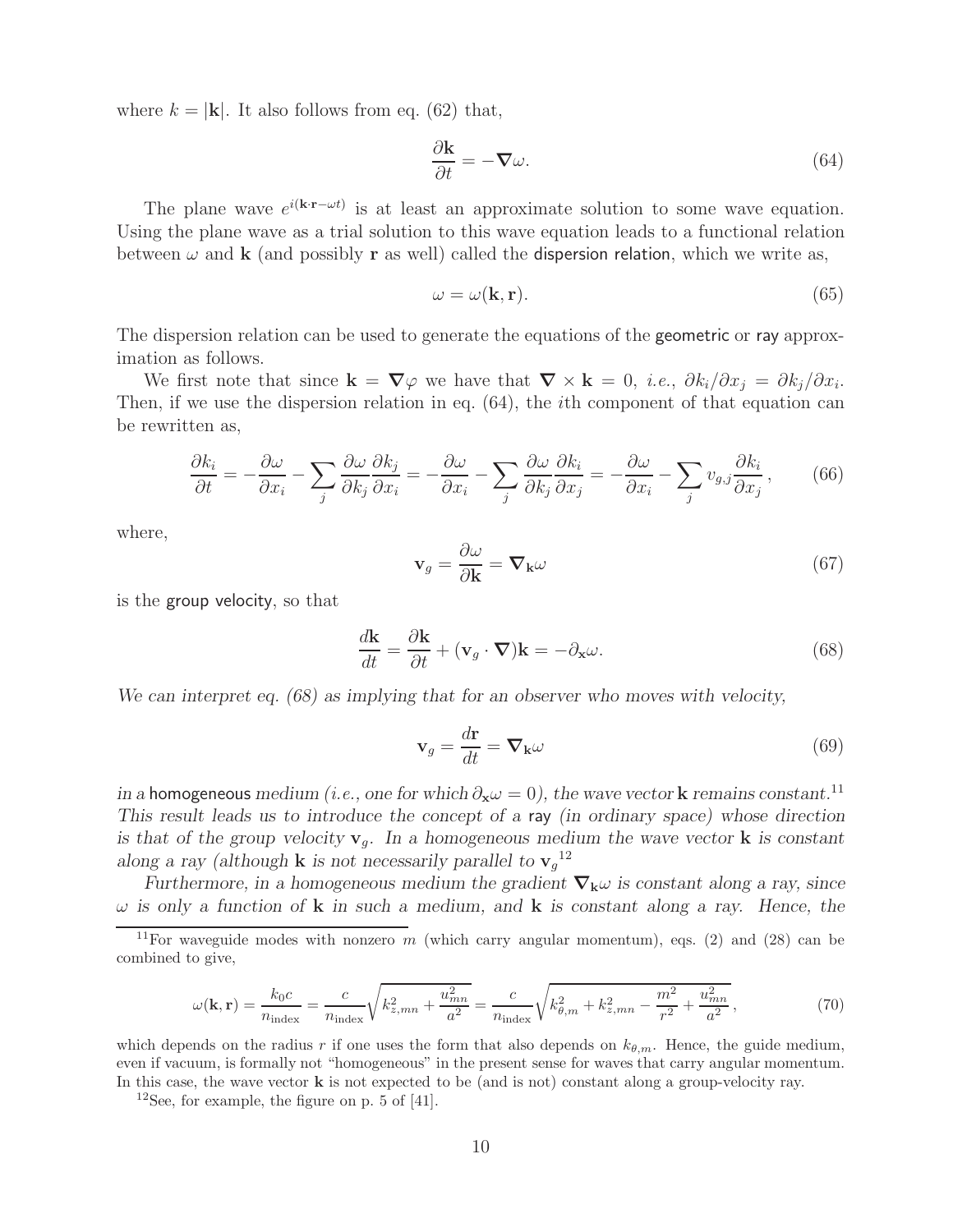where $k = |\mathbf{k}|$. It also follows from eq. (62) that,

$$\frac{\partial \mathbf{k}}{\partial t} = -\boldsymbol{\nabla}\omega. \tag{64}$$

The plane wave $e^{i(\mathbf{k}\cdot\mathbf{r}-\omega t)}$ is at least an approximate solution to some wave equation. Using the plane wave as a trial solution to this wave equation leads to a functional relation between $\omega$ and $\mathbf{k}$ (and possibly $\mathbf{r}$ as well) called the dispersion relation, which we write as,

$$\omega = \omega(\mathbf{k}, \mathbf{r}). \tag{65}$$

The dispersion relation can be used to generate the equations of the geometric or ray approximation as follows.

We first note that since $\mathbf{k} = \boldsymbol{\nabla}\varphi$ we have that $\boldsymbol{\nabla}\times\mathbf{k} = 0$, *i.e.*, $\partial k_i/\partial x_j = \partial k_j/\partial x_i$. Then, if we use the dispersion relation in eq. (64), the $i$th component of that equation can be rewritten as,

$$\frac{\partial k_i}{\partial t} = -\frac{\partial \omega}{\partial x_i} - \sum_j \frac{\partial \omega}{\partial k_j}\frac{\partial k_j}{\partial x_i} = -\frac{\partial \omega}{\partial x_i} - \sum_j \frac{\partial \omega}{\partial k_j}\frac{\partial k_i}{\partial x_j} = -\frac{\partial \omega}{\partial x_i} - \sum_j v_{g,j}\frac{\partial k_i}{\partial x_j}, \tag{66}$$

where,

$$\mathbf{v}_g = \frac{\partial \omega}{\partial \mathbf{k}} = \boldsymbol{\nabla}_{\mathbf{k}}\omega \tag{67}$$

is the group velocity, so that

$$\frac{d\mathbf{k}}{dt} = \frac{\partial \mathbf{k}}{\partial t} + (\mathbf{v}_g \cdot \boldsymbol{\nabla})\mathbf{k} = -\partial_{\mathbf{x}}\omega. \tag{68}$$

*We can interpret eq. (68) as implying that for an observer who moves with velocity,*

$$\mathbf{v}_g = \frac{d\mathbf{r}}{dt} = \boldsymbol{\nabla}_{\mathbf{k}}\omega \tag{69}$$

*in a* homogeneous *medium (i.e., one for which $\partial_{\mathbf{x}}\omega = 0$), the wave vector $\mathbf{k}$ remains constant.*[11] *This result leads us to introduce the concept of a* ray *(in ordinary space) whose direction is that of the group velocity $\mathbf{v}_g$. In a homogeneous medium the wave vector $\mathbf{k}$ is constant along a ray (although $\mathbf{k}$ is not necessarily parallel to $\mathbf{v}_g$*[12]

*Furthermore, in a homogeneous medium the gradient $\boldsymbol{\nabla}_{\mathbf{k}}\omega$ is constant along a ray, since $\omega$ is only a function of $\mathbf{k}$ in such a medium, and $\mathbf{k}$ is constant along a ray. Hence, the*

---

[11] For waveguide modes with nonzero $m$ (which carry angular momentum), eqs. (2) and (28) can be combined to give,

$$\omega(\mathbf{k}, \mathbf{r}) = \frac{k_0 c}{n_{\rm index}} = \frac{c}{n_{\rm index}}\sqrt{k_{z,mn}^2 + \frac{u_{mn}^2}{a^2}} = \frac{c}{n_{\rm index}}\sqrt{k_{\theta,m}^2 + k_{z,mn}^2 - \frac{m^2}{r^2} + \frac{u_{mn}^2}{a^2}}, \tag{70}$$

which depends on the radius $r$ if one uses the form that also depends on $k_{\theta,m}$. Hence, the guide medium, even if vacuum, is formally not "homogeneous" in the present sense for waves that carry angular momentum. In this case, the wave vector $\mathbf{k}$ is not expected to be (and is not) constant along a group-velocity ray.

[12] See, for example, the figure on p. 5 of [41].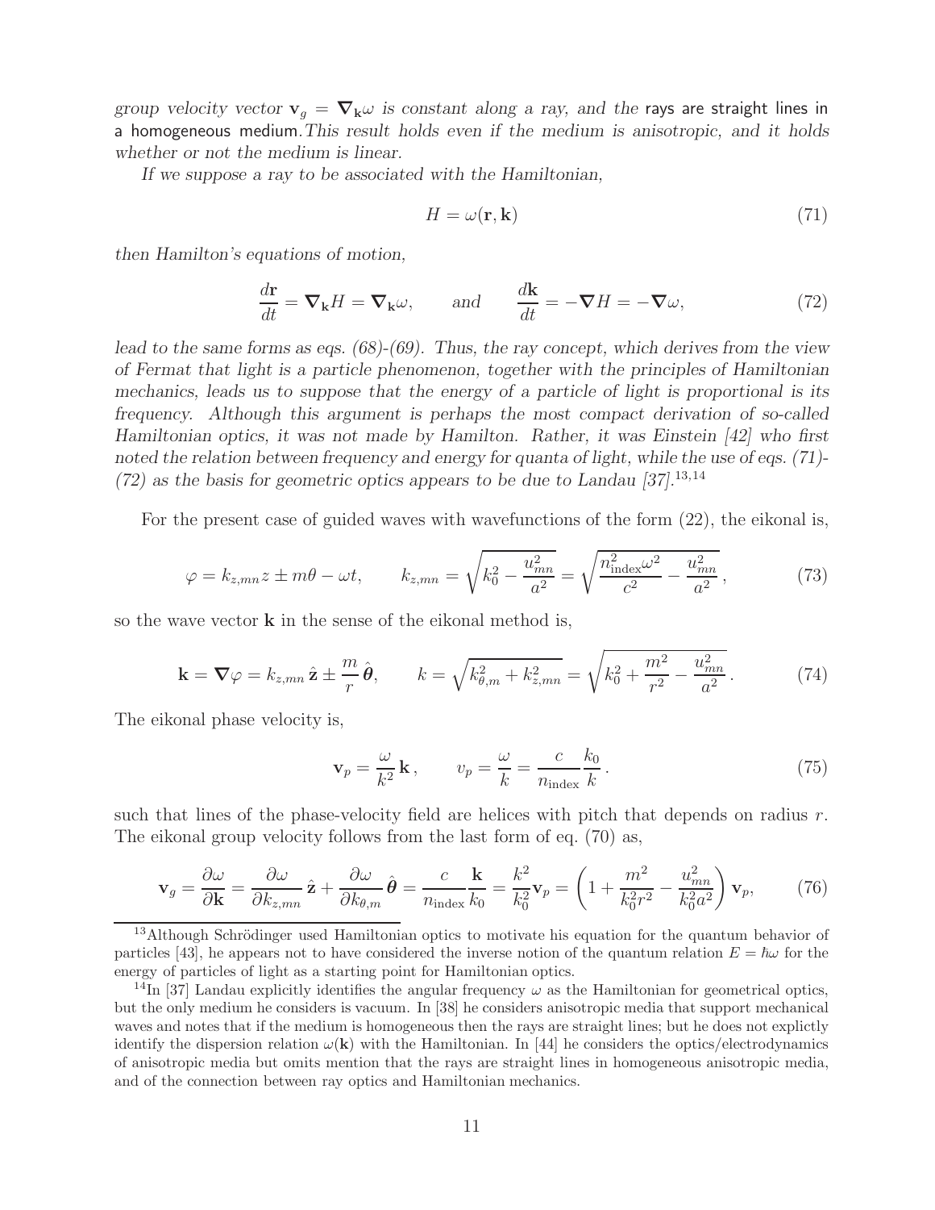*group velocity vector* $\mathbf{v}_g = \boldsymbol{\nabla}_{\mathbf{k}}\omega$ *is constant along a ray, and the* rays are straight lines in a homogeneous medium.*This result holds even if the medium is anisotropic, and it holds whether or not the medium is linear.*

*If we suppose a ray to be associated with the Hamiltonian,*

$$H = \omega(\mathbf{r}, \mathbf{k}) \tag{71}$$

*then Hamilton's equations of motion,*

$$\frac{d\mathbf{r}}{dt} = \boldsymbol{\nabla}_{\mathbf{k}} H = \boldsymbol{\nabla}_{\mathbf{k}}\omega, \qquad \text{and} \qquad \frac{d\mathbf{k}}{dt} = -\boldsymbol{\nabla} H = -\boldsymbol{\nabla}\omega, \tag{72}$$

*lead to the same forms as eqs. (68)-(69). Thus, the ray concept, which derives from the view of Fermat that light is a particle phenomenon, together with the principles of Hamiltonian mechanics, leads us to suppose that the energy of a particle of light is proportional is its frequency. Although this argument is perhaps the most compact derivation of so-called Hamiltonian optics, it was not made by Hamilton. Rather, it was Einstein [42] who first noted the relation between frequency and energy for quanta of light, while the use of eqs. (71)-(72) as the basis for geometric optics appears to be due to Landau [37].*[13,14]

For the present case of guided waves with wavefunctions of the form (22), the eikonal is,

$$\varphi = k_{z,mn} z \pm m\theta - \omega t, \qquad k_{z,mn} = \sqrt{k_0^2 - \frac{u_{mn}^2}{a^2}} = \sqrt{\frac{n_{\text{index}}^2 \omega^2}{c^2} - \frac{u_{mn}^2}{a^2}}\,, \tag{73}$$

so the wave vector $\mathbf{k}$ in the sense of the eikonal method is,

$$\mathbf{k} = \boldsymbol{\nabla}\varphi = k_{z,mn}\,\hat{\mathbf{z}} \pm \frac{m}{r}\,\hat{\boldsymbol{\theta}}, \qquad k = \sqrt{k_{\theta,m}^2 + k_{z,mn}^2} = \sqrt{k_0^2 + \frac{m^2}{r^2} - \frac{u_{mn}^2}{a^2}}\,. \tag{74}$$

The eikonal phase velocity is,

$$\mathbf{v}_p = \frac{\omega}{k^2}\,\mathbf{k}\,, \qquad v_p = \frac{\omega}{k} = \frac{c}{n_{\text{index}}}\frac{k_0}{k}\,. \tag{75}$$

such that lines of the phase-velocity field are helices with pitch that depends on radius $r$. The eikonal group velocity follows from the last form of eq. (70) as,

$$\mathbf{v}_g = \frac{\partial\omega}{\partial\mathbf{k}} = \frac{\partial\omega}{\partial k_{z,mn}}\,\hat{\mathbf{z}} + \frac{\partial\omega}{\partial k_{\theta,m}}\,\hat{\boldsymbol{\theta}} = \frac{c}{n_{\text{index}}}\frac{\mathbf{k}}{k_0} = \frac{k^2}{k_0^2}\mathbf{v}_p = \left(1 + \frac{m^2}{k_0^2 r^2} - \frac{u_{mn}^2}{k_0^2 a^2}\right)\mathbf{v}_p, \tag{76}$$

[13] Although Schrödinger used Hamiltonian optics to motivate his equation for the quantum behavior of particles [43], he appears not to have considered the inverse notion of the quantum relation $E = \hbar\omega$ for the energy of particles of light as a starting point for Hamiltonian optics.

[14] In [37] Landau explicitly identifies the angular frequency $\omega$ as the Hamiltonian for geometrical optics, but the only medium he considers is vacuum. In [38] he considers anisotropic media that support mechanical waves and notes that if the medium is homogeneous then the rays are straight lines; but he does not explictly identify the dispersion relation $\omega(\mathbf{k})$ with the Hamiltonian. In [44] he considers the optics/electrodynamics of anisotropic media but omits mention that the rays are straight lines in homogeneous anisotropic media, and of the connection between ray optics and Hamiltonian mechanics.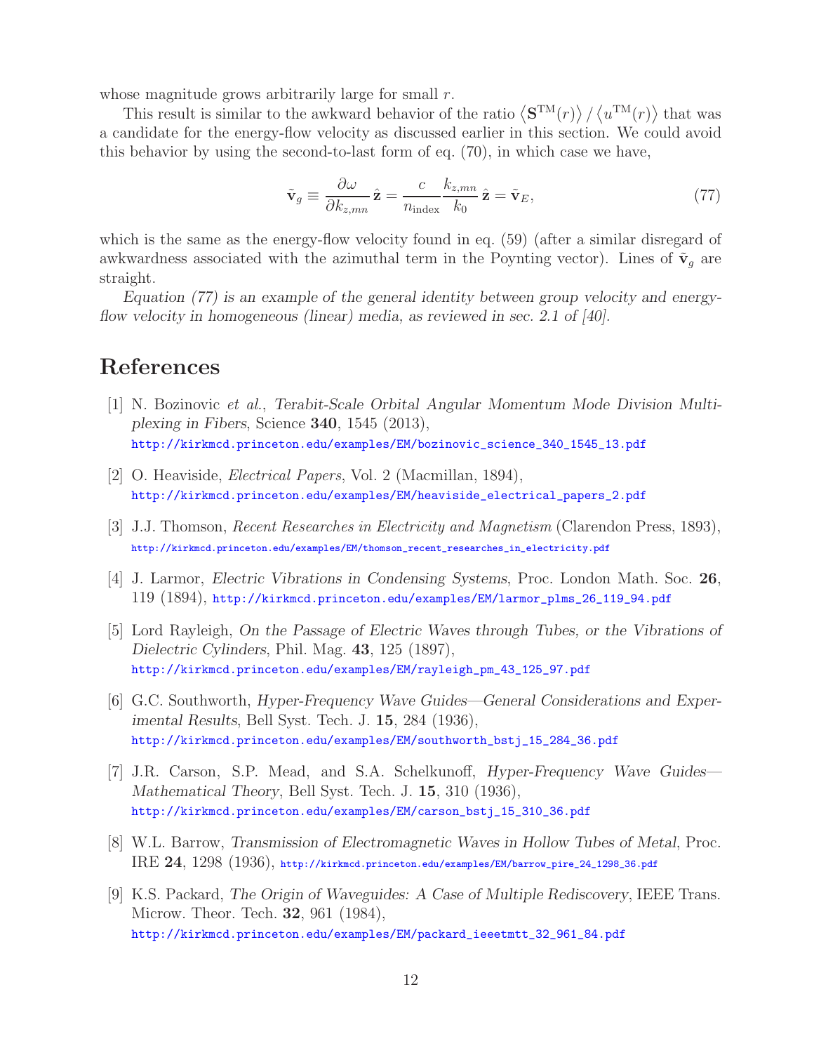whose magnitude grows arbitrarily large for small $r$.

This result is similar to the awkward behavior of the ratio $\langle \mathbf{S}^{\rm TM}(r) \rangle / \langle u^{\rm TM}(r) \rangle$ that was a candidate for the energy-flow velocity as discussed earlier in this section. We could avoid this behavior by using the second-to-last form of eq. (70), in which case we have,

$$\tilde{\mathbf{v}}_g \equiv \frac{\partial \omega}{\partial k_{z,mn}} \hat{\mathbf{z}} = \frac{c}{n_{\rm index}} \frac{k_{z,mn}}{k_0} \hat{\mathbf{z}} = \tilde{\mathbf{v}}_E, \tag{77}$$

which is the same as the energy-flow velocity found in eq. (59) (after a similar disregard of awkwardness associated with the azimuthal term in the Poynting vector). Lines of $\tilde{\mathbf{v}}_g$ are straight.

*Equation (77) is an example of the general identity between group velocity and energy-flow velocity in homogeneous (linear) media, as reviewed in sec. 2.1 of [40].*

# References

[1] N. Bozinovic *et al.*, *Terabit-Scale Orbital Angular Momentum Mode Division Multiplexing in Fibers*, Science **340**, 1545 (2013), http://kirkmcd.princeton.edu/examples/EM/bozinovic_science_340_1545_13.pdf

[2] O. Heaviside, *Electrical Papers*, Vol. 2 (Macmillan, 1894), http://kirkmcd.princeton.edu/examples/EM/heaviside_electrical_papers_2.pdf

[3] J.J. Thomson, *Recent Researches in Electricity and Magnetism* (Clarendon Press, 1893), http://kirkmcd.princeton.edu/examples/EM/thomson_recent_researches_in_electricity.pdf

[4] J. Larmor, *Electric Vibrations in Condensing Systems*, Proc. London Math. Soc. **26**, 119 (1894), http://kirkmcd.princeton.edu/examples/EM/larmor_plms_26_119_94.pdf

[5] Lord Rayleigh, *On the Passage of Electric Waves through Tubes, or the Vibrations of Dielectric Cylinders*, Phil. Mag. **43**, 125 (1897), http://kirkmcd.princeton.edu/examples/EM/rayleigh_pm_43_125_97.pdf

[6] G.C. Southworth, *Hyper-Frequency Wave Guides—General Considerations and Experimental Results*, Bell Syst. Tech. J. **15**, 284 (1936), http://kirkmcd.princeton.edu/examples/EM/southworth_bstj_15_284_36.pdf

[7] J.R. Carson, S.P. Mead, and S.A. Schelkunoff, *Hyper-Frequency Wave Guides—Mathematical Theory*, Bell Syst. Tech. J. **15**, 310 (1936), http://kirkmcd.princeton.edu/examples/EM/carson_bstj_15_310_36.pdf

[8] W.L. Barrow, *Transmission of Electromagnetic Waves in Hollow Tubes of Metal*, Proc. IRE **24**, 1298 (1936), http://kirkmcd.princeton.edu/examples/EM/barrow_pire_24_1298_36.pdf

[9] K.S. Packard, *The Origin of Waveguides: A Case of Multiple Rediscovery*, IEEE Trans. Microw. Theor. Tech. **32**, 961 (1984), http://kirkmcd.princeton.edu/examples/EM/packard_ieeetmtt_32_961_84.pdf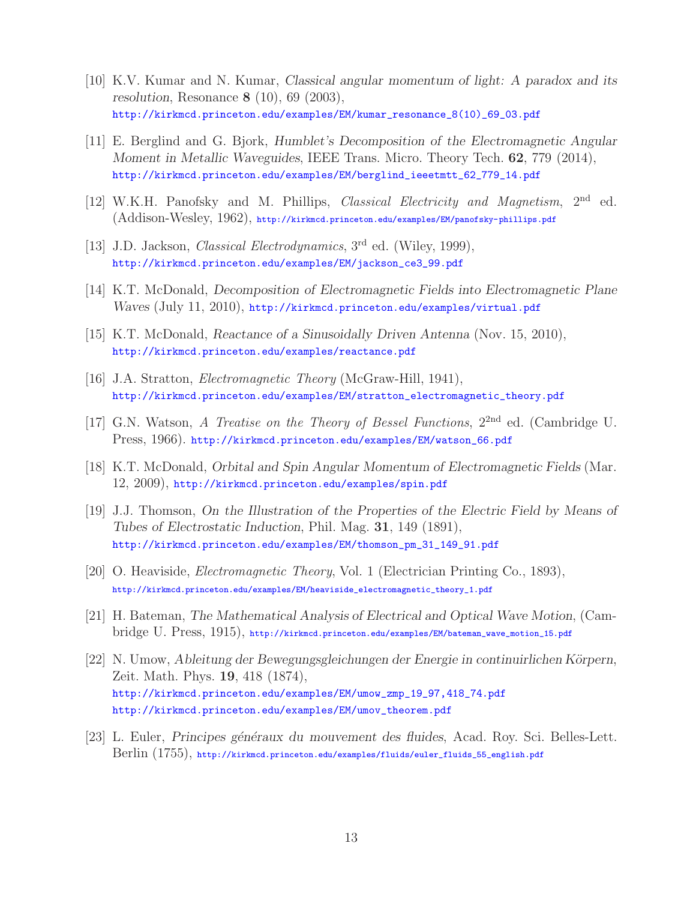[10] K.V. Kumar and N. Kumar, *Classical angular momentum of light: A paradox and its resolution*, Resonance **8** (10), 69 (2003), http://kirkmcd.princeton.edu/examples/EM/kumar_resonance_8(10)_69_03.pdf

[11] E. Berglind and G. Bjork, *Humblet's Decomposition of the Electromagnetic Angular Moment in Metallic Waveguides*, IEEE Trans. Micro. Theory Tech. **62**, 779 (2014), http://kirkmcd.princeton.edu/examples/EM/berglind_ieeetmtt_62_779_14.pdf

[12] W.K.H. Panofsky and M. Phillips, *Classical Electricity and Magnetism*, 2nd ed. (Addison-Wesley, 1962), http://kirkmcd.princeton.edu/examples/EM/panofsky-phillips.pdf

[13] J.D. Jackson, *Classical Electrodynamics*, 3rd ed. (Wiley, 1999), http://kirkmcd.princeton.edu/examples/EM/jackson_ce3_99.pdf

[14] K.T. McDonald, *Decomposition of Electromagnetic Fields into Electromagnetic Plane Waves* (July 11, 2010), http://kirkmcd.princeton.edu/examples/virtual.pdf

[15] K.T. McDonald, *Reactance of a Sinusoidally Driven Antenna* (Nov. 15, 2010), http://kirkmcd.princeton.edu/examples/reactance.pdf

[16] J.A. Stratton, *Electromagnetic Theory* (McGraw-Hill, 1941), http://kirkmcd.princeton.edu/examples/EM/stratton_electromagnetic_theory.pdf

[17] G.N. Watson, *A Treatise on the Theory of Bessel Functions*, 22nd ed. (Cambridge U. Press, 1966). http://kirkmcd.princeton.edu/examples/EM/watson_66.pdf

[18] K.T. McDonald, *Orbital and Spin Angular Momentum of Electromagnetic Fields* (Mar. 12, 2009), http://kirkmcd.princeton.edu/examples/spin.pdf

[19] J.J. Thomson, *On the Illustration of the Properties of the Electric Field by Means of Tubes of Electrostatic Induction*, Phil. Mag. **31**, 149 (1891), http://kirkmcd.princeton.edu/examples/EM/thomson_pm_31_149_91.pdf

[20] O. Heaviside, *Electromagnetic Theory*, Vol. 1 (Electrician Printing Co., 1893), http://kirkmcd.princeton.edu/examples/EM/heaviside_electromagnetic_theory_1.pdf

[21] H. Bateman, *The Mathematical Analysis of Electrical and Optical Wave Motion*, (Cambridge U. Press, 1915), http://kirkmcd.princeton.edu/examples/EM/bateman_wave_motion_15.pdf

[22] N. Umow, *Ableitung der Bewegungsgleichungen der Energie in continuirlichen Körpern*, Zeit. Math. Phys. **19**, 418 (1874), http://kirkmcd.princeton.edu/examples/EM/umow_zmp_19_97,418_74.pdf http://kirkmcd.princeton.edu/examples/EM/umov_theorem.pdf

[23] L. Euler, *Principes généraux du mouvement des fluides*, Acad. Roy. Sci. Belles-Lett. Berlin (1755), http://kirkmcd.princeton.edu/examples/fluids/euler_fluids_55_english.pdf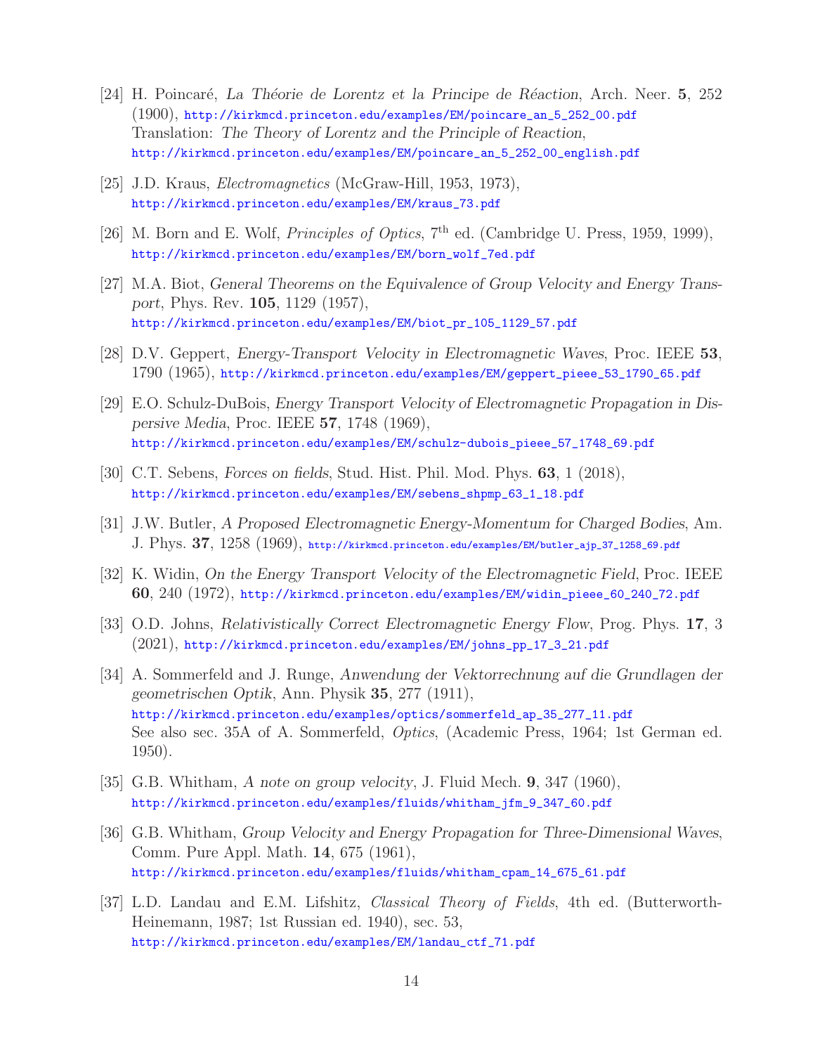[24] H. Poincaré, *La Théorie de Lorentz et la Principe de Réaction*, Arch. Neer. **5**, 252 (1900), http://kirkmcd.princeton.edu/examples/EM/poincare_an_5_252_00.pdf
Translation: *The Theory of Lorentz and the Principle of Reaction*, http://kirkmcd.princeton.edu/examples/EM/poincare_an_5_252_00_english.pdf

[25] J.D. Kraus, *Electromagnetics* (McGraw-Hill, 1953, 1973), http://kirkmcd.princeton.edu/examples/EM/kraus_73.pdf

[26] M. Born and E. Wolf, *Principles of Optics*, 7th ed. (Cambridge U. Press, 1959, 1999), http://kirkmcd.princeton.edu/examples/EM/born_wolf_7ed.pdf

[27] M.A. Biot, *General Theorems on the Equivalence of Group Velocity and Energy Transport*, Phys. Rev. **105**, 1129 (1957), http://kirkmcd.princeton.edu/examples/EM/biot_pr_105_1129_57.pdf

[28] D.V. Geppert, *Energy-Transport Velocity in Electromagnetic Waves*, Proc. IEEE **53**, 1790 (1965), http://kirkmcd.princeton.edu/examples/EM/geppert_pieee_53_1790_65.pdf

[29] E.O. Schulz-DuBois, *Energy Transport Velocity of Electromagnetic Propagation in Dispersive Media*, Proc. IEEE **57**, 1748 (1969), http://kirkmcd.princeton.edu/examples/EM/schulz-dubois_pieee_57_1748_69.pdf

[30] C.T. Sebens, *Forces on fields*, Stud. Hist. Phil. Mod. Phys. **63**, 1 (2018), http://kirkmcd.princeton.edu/examples/EM/sebens_shpmp_63_1_18.pdf

[31] J.W. Butler, *A Proposed Electromagnetic Energy-Momentum for Charged Bodies*, Am. J. Phys. **37**, 1258 (1969), http://kirkmcd.princeton.edu/examples/EM/butler_ajp_37_1258_69.pdf

[32] K. Widin, *On the Energy Transport Velocity of the Electromagnetic Field*, Proc. IEEE **60**, 240 (1972), http://kirkmcd.princeton.edu/examples/EM/widin_pieee_60_240_72.pdf

[33] O.D. Johns, *Relativistically Correct Electromagnetic Energy Flow*, Prog. Phys. **17**, 3 (2021), http://kirkmcd.princeton.edu/examples/EM/johns_pp_17_3_21.pdf

[34] A. Sommerfeld and J. Runge, *Anwendung der Vektorrechnung auf die Grundlagen der geometrischen Optik*, Ann. Physik **35**, 277 (1911), http://kirkmcd.princeton.edu/examples/optics/sommerfeld_ap_35_277_11.pdf
See also sec. 35A of A. Sommerfeld, *Optics*, (Academic Press, 1964; 1st German ed. 1950).

[35] G.B. Whitham, *A note on group velocity*, J. Fluid Mech. **9**, 347 (1960), http://kirkmcd.princeton.edu/examples/fluids/whitham_jfm_9_347_60.pdf

[36] G.B. Whitham, *Group Velocity and Energy Propagation for Three-Dimensional Waves*, Comm. Pure Appl. Math. **14**, 675 (1961), http://kirkmcd.princeton.edu/examples/fluids/whitham_cpam_14_675_61.pdf

[37] L.D. Landau and E.M. Lifshitz, *Classical Theory of Fields*, 4th ed. (Butterworth-Heinemann, 1987; 1st Russian ed. 1940), sec. 53, http://kirkmcd.princeton.edu/examples/EM/landau_ctf_71.pdf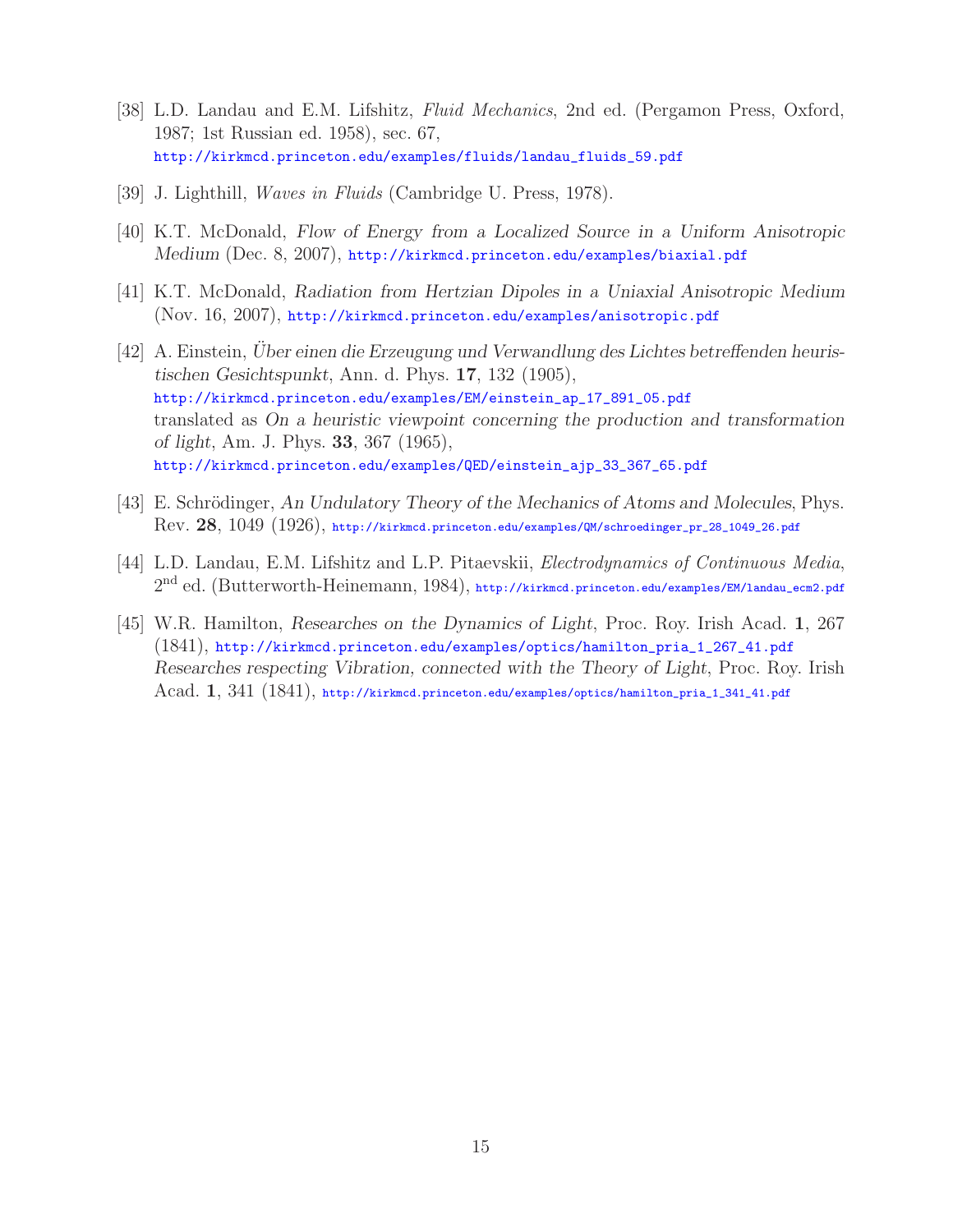[38] L.D. Landau and E.M. Lifshitz, *Fluid Mechanics*, 2nd ed. (Pergamon Press, Oxford, 1987; 1st Russian ed. 1958), sec. 67,
http://kirkmcd.princeton.edu/examples/fluids/landau_fluids_59.pdf

[39] J. Lighthill, *Waves in Fluids* (Cambridge U. Press, 1978).

[40] K.T. McDonald, *Flow of Energy from a Localized Source in a Uniform Anisotropic Medium* (Dec. 8, 2007), http://kirkmcd.princeton.edu/examples/biaxial.pdf

[41] K.T. McDonald, *Radiation from Hertzian Dipoles in a Uniaxial Anisotropic Medium* (Nov. 16, 2007), http://kirkmcd.princeton.edu/examples/anisotropic.pdf

[42] A. Einstein, *Über einen die Erzeugung und Verwandlung des Lichtes betreffenden heuristischen Gesichtspunkt*, Ann. d. Phys. **17**, 132 (1905),
http://kirkmcd.princeton.edu/examples/EM/einstein_ap_17_891_05.pdf
translated as *On a heuristic viewpoint concerning the production and transformation of light*, Am. J. Phys. **33**, 367 (1965),
http://kirkmcd.princeton.edu/examples/QED/einstein_ajp_33_367_65.pdf

[43] E. Schrödinger, *An Undulatory Theory of the Mechanics of Atoms and Molecules*, Phys. Rev. **28**, 1049 (1926), http://kirkmcd.princeton.edu/examples/QM/schroedinger_pr_28_1049_26.pdf

[44] L.D. Landau, E.M. Lifshitz and L.P. Pitaevskii, *Electrodynamics of Continuous Media*, 2nd ed. (Butterworth-Heinemann, 1984), http://kirkmcd.princeton.edu/examples/EM/landau_ecm2.pdf

[45] W.R. Hamilton, *Researches on the Dynamics of Light*, Proc. Roy. Irish Acad. **1**, 267 (1841), http://kirkmcd.princeton.edu/examples/optics/hamilton_pria_1_267_41.pdf
*Researches respecting Vibration, connected with the Theory of Light*, Proc. Roy. Irish Acad. **1**, 341 (1841), http://kirkmcd.princeton.edu/examples/optics/hamilton_pria_1_341_41.pdf